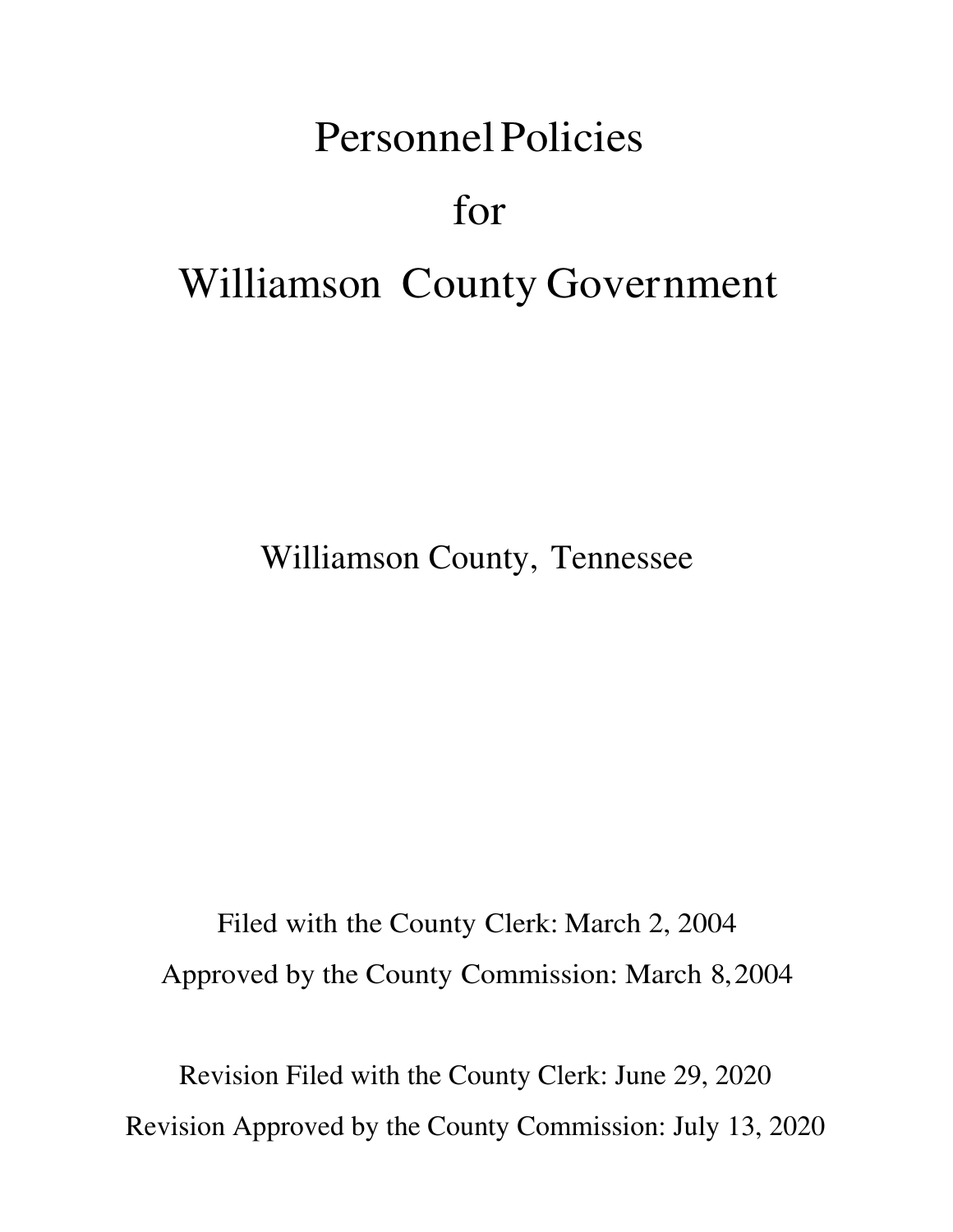# Personnel Policies

# for

# Williamson County Government

Williamson County, Tennessee

Filed with the County Clerk: March 2, 2004

Approved by the County Commission: March 8, 2004

Revision Filed with the County Clerk: June 29, 2020

Revision Approved by the County Commission: July 13, 2020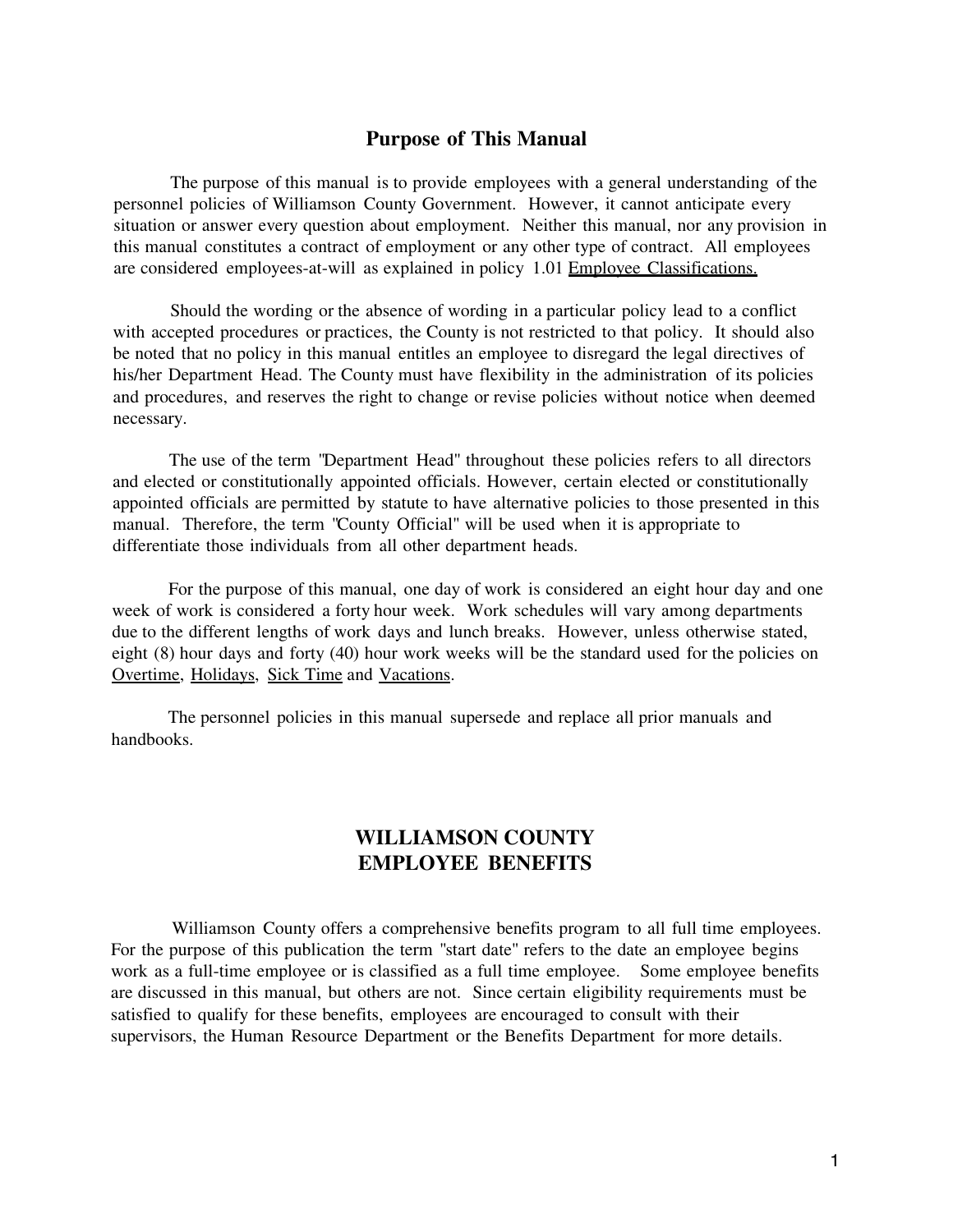## Purpose of This Manual

The purpose of this manual is to provide employees with a general understanding of the personnel policies of Williamson County Government. However, it cannot anticipate every situation or answer every question about employment. Neither this manual, nor any provision in this manual constitutes a contract of employment or any other type of contract. All employees are considered employees-at-will as explained in policy 1.01 Employee Classifications.

Should the wording or the absence of wording in a particular policy lead to a conflict with accepted procedures or practices, the County is not restricted to that policy. It should also be noted that no policy in this manual entitles an employee to disregard the legal directives of his/her Department Head. The County must have flexibility in the administration of its policies and procedures, and reserves the right to change or revise policies without notice when deemed necessary.

The use of the term "Department Head" throughout these policies refers to all directors and elected or constitutionally appointed officials. However, certain elected or constitutionally appointed officials are permitted by statute to have alternative policies to those presented in this manual. Therefore, the term "County Official" will be used when it is appropriate to differentiate those individuals from all other department heads.

For the purpose of this manual, one day of work is considered an eight hour day and one week of work is considered a forty hour week. Work schedules will vary among departments due to the different lengths of work days and lunch breaks. However, unless otherwise stated, eight (8) hour days and forty (40) hour work weeks will be the standard used for the policies on Overtime, Holidays, Sick Time and Vacations.

The personnel policies in this manual supersede and replace all prior manuals and handbooks.

## WILLIAMSON COUNTY EMPLOYEE BENEFITS

Williamson County offers a comprehensive benefits program to all full time employees. For the purpose of this publication the term "start date" refers to the date an employee begins work as a full-time employee or is classified as a full time employee. Some employee benefits are discussed in this manual, but others are not. Since certain eligibility requirements must be satisfied to qualify for these benefits, employees are encouraged to consult with their supervisors, the Human Resource Department or the Benefits Department for more details.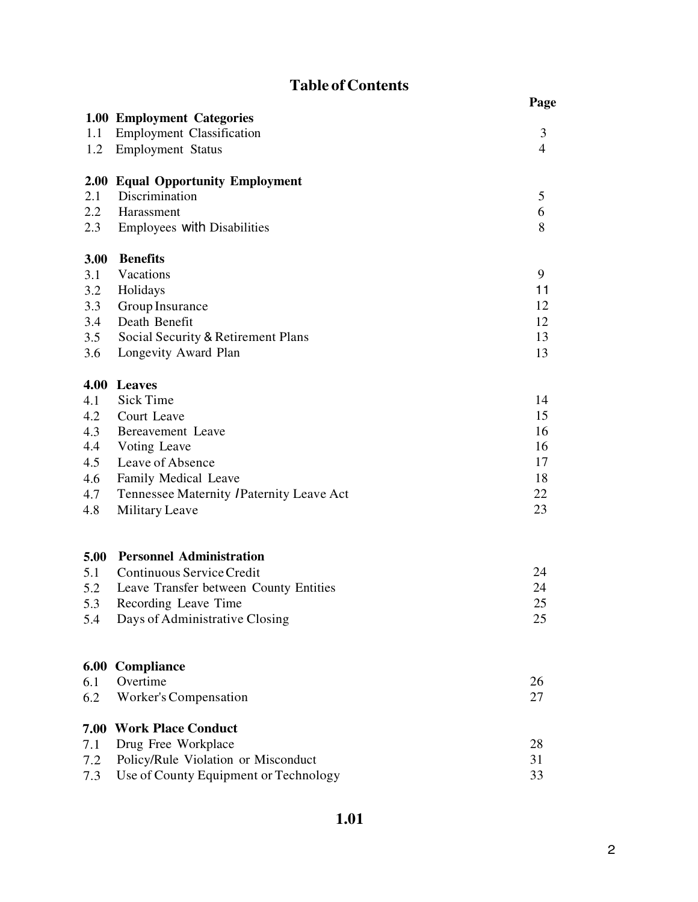# Table of Contents

| | | Page |
|---|---|---|
| **1.00** | **Employment Categories** | |
| 1.1 | Employment Classification | 3 |
| 1.2 | Employment Status | 4 |
| **2.00** | **Equal Opportunity Employment** | |
| 2.1 | Discrimination | 5 |
| 2.2 | Harassment | 6 |
| 2.3 | Employees with Disabilities | 8 |
| **3.00** | **Benefits** | |
| 3.1 | Vacations | 9 |
| 3.2 | Holidays | 11 |
| 3.3 | Group Insurance | 12 |
| 3.4 | Death Benefit | 12 |
| 3.5 | Social Security & Retirement Plans | 13 |
| 3.6 | Longevity Award Plan | 13 |
| **4.00** | **Leaves** | |
| 4.1 | Sick Time | 14 |
| 4.2 | Court Leave | 15 |
| 4.3 | Bereavement Leave | 16 |
| 4.4 | Voting Leave | 16 |
| 4.5 | Leave of Absence | 17 |
| 4.6 | Family Medical Leave | 18 |
| 4.7 | Tennessee Maternity / Paternity Leave Act | 22 |
| 4.8 | Military Leave | 23 |
| **5.00** | **Personnel Administration** | |
| 5.1 | Continuous Service Credit | 24 |
| 5.2 | Leave Transfer between County Entities | 24 |
| 5.3 | Recording Leave Time | 25 |
| 5.4 | Days of Administrative Closing | 25 |
| **6.00** | **Compliance** | |
| 6.1 | Overtime | 26 |
| 6.2 | Worker's Compensation | 27 |
| **7.00** | **Work Place Conduct** | |
| 7.1 | Drug Free Workplace | 28 |
| 7.2 | Policy/Rule Violation or Misconduct | 31 |
| 7.3 | Use of County Equipment or Technology | 33 |

**1.01**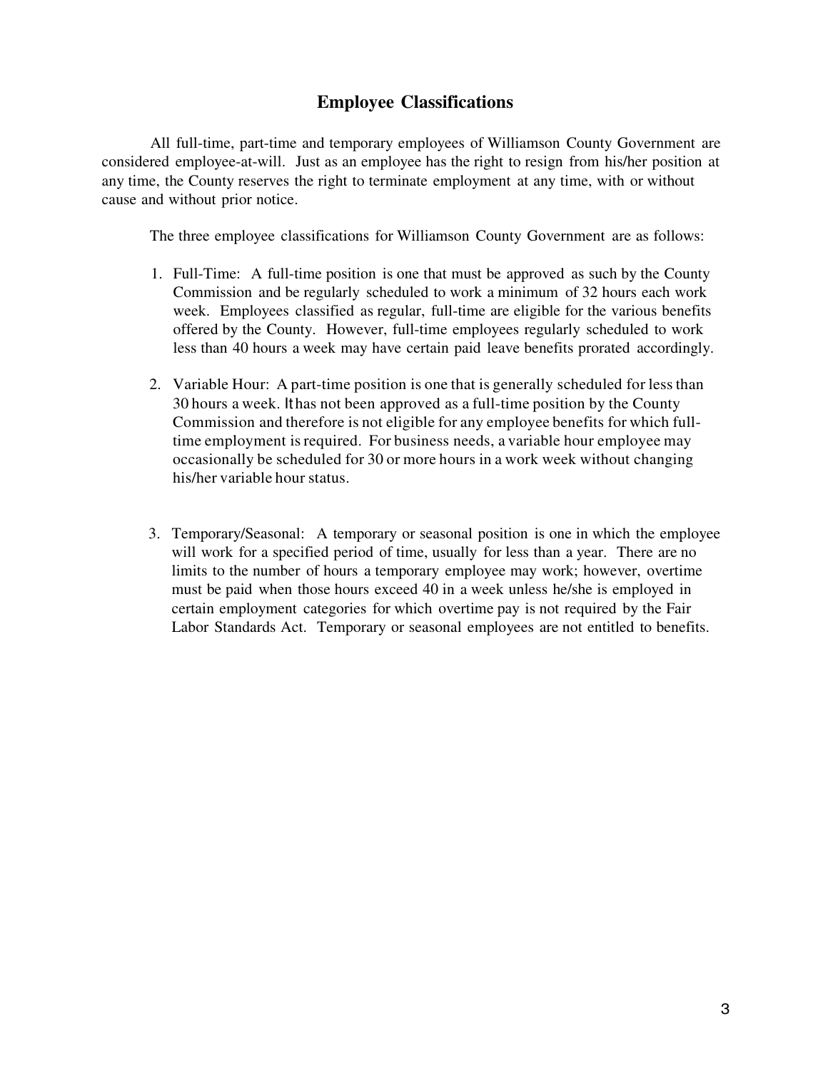## Employee Classifications

All full-time, part-time and temporary employees of Williamson County Government are considered employee-at-will. Just as an employee has the right to resign from his/her position at any time, the County reserves the right to terminate employment at any time, with or without cause and without prior notice.

The three employee classifications for Williamson County Government are as follows:

1. Full-Time: A full-time position is one that must be approved as such by the County Commission and be regularly scheduled to work a minimum of 32 hours each work week. Employees classified as regular, full-time are eligible for the various benefits offered by the County. However, full-time employees regularly scheduled to work less than 40 hours a week may have certain paid leave benefits prorated accordingly.

2. Variable Hour: A part-time position is one that is generally scheduled for less than 30 hours a week. It has not been approved as a full-time position by the County Commission and therefore is not eligible for any employee benefits for which full-time employment is required. For business needs, a variable hour employee may occasionally be scheduled for 30 or more hours in a work week without changing his/her variable hour status.

3. Temporary/Seasonal: A temporary or seasonal position is one in which the employee will work for a specified period of time, usually for less than a year. There are no limits to the number of hours a temporary employee may work; however, overtime must be paid when those hours exceed 40 in a week unless he/she is employed in certain employment categories for which overtime pay is not required by the Fair Labor Standards Act. Temporary or seasonal employees are not entitled to benefits.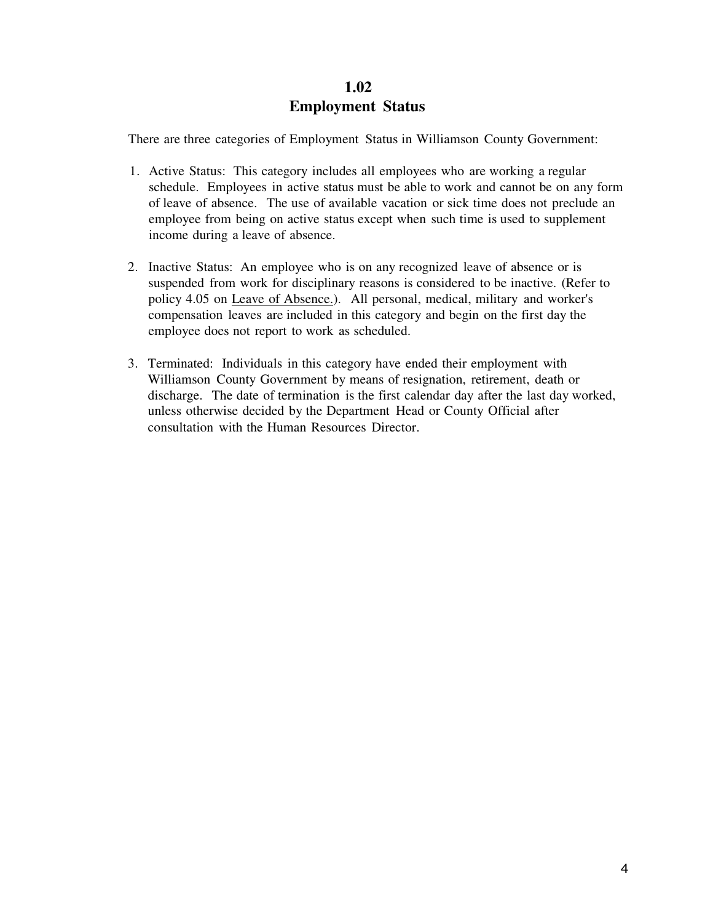# 1.02
# Employment Status

There are three categories of Employment Status in Williamson County Government:

1. Active Status: This category includes all employees who are working a regular schedule. Employees in active status must be able to work and cannot be on any form of leave of absence. The use of available vacation or sick time does not preclude an employee from being on active status except when such time is used to supplement income during a leave of absence.

2. Inactive Status: An employee who is on any recognized leave of absence or is suspended from work for disciplinary reasons is considered to be inactive. (Refer to policy 4.05 on Leave of Absence.). All personal, medical, military and worker's compensation leaves are included in this category and begin on the first day the employee does not report to work as scheduled.

3. Terminated: Individuals in this category have ended their employment with Williamson County Government by means of resignation, retirement, death or discharge. The date of termination is the first calendar day after the last day worked, unless otherwise decided by the Department Head or County Official after consultation with the Human Resources Director.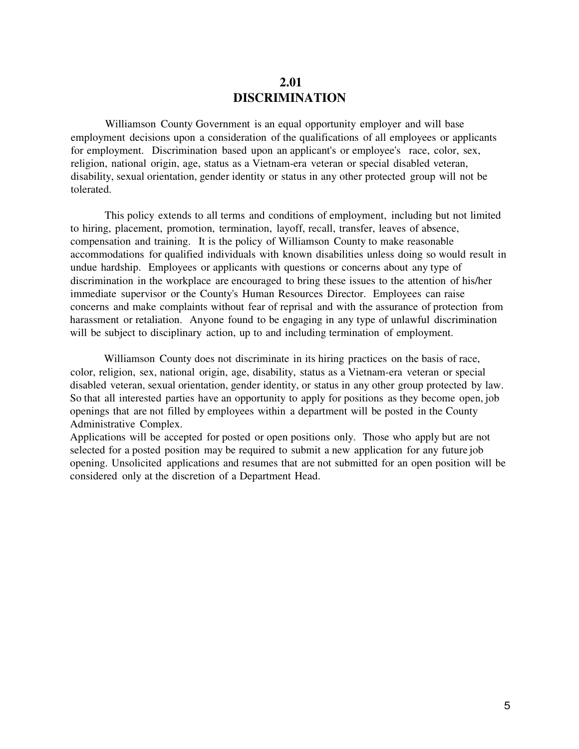## 2.01
## DISCRIMINATION

Williamson County Government is an equal opportunity employer and will base employment decisions upon a consideration of the qualifications of all employees or applicants for employment. Discrimination based upon an applicant's or employee's race, color, sex, religion, national origin, age, status as a Vietnam-era veteran or special disabled veteran, disability, sexual orientation, gender identity or status in any other protected group will not be tolerated.

This policy extends to all terms and conditions of employment, including but not limited to hiring, placement, promotion, termination, layoff, recall, transfer, leaves of absence, compensation and training. It is the policy of Williamson County to make reasonable accommodations for qualified individuals with known disabilities unless doing so would result in undue hardship. Employees or applicants with questions or concerns about any type of discrimination in the workplace are encouraged to bring these issues to the attention of his/her immediate supervisor or the County's Human Resources Director. Employees can raise concerns and make complaints without fear of reprisal and with the assurance of protection from harassment or retaliation. Anyone found to be engaging in any type of unlawful discrimination will be subject to disciplinary action, up to and including termination of employment.

Williamson County does not discriminate in its hiring practices on the basis of race, color, religion, sex, national origin, age, disability, status as a Vietnam-era veteran or special disabled veteran, sexual orientation, gender identity, or status in any other group protected by law. So that all interested parties have an opportunity to apply for positions as they become open, job openings that are not filled by employees within a department will be posted in the County Administrative Complex.
Applications will be accepted for posted or open positions only. Those who apply but are not selected for a posted position may be required to submit a new application for any future job opening. Unsolicited applications and resumes that are not submitted for an open position will be considered only at the discretion of a Department Head.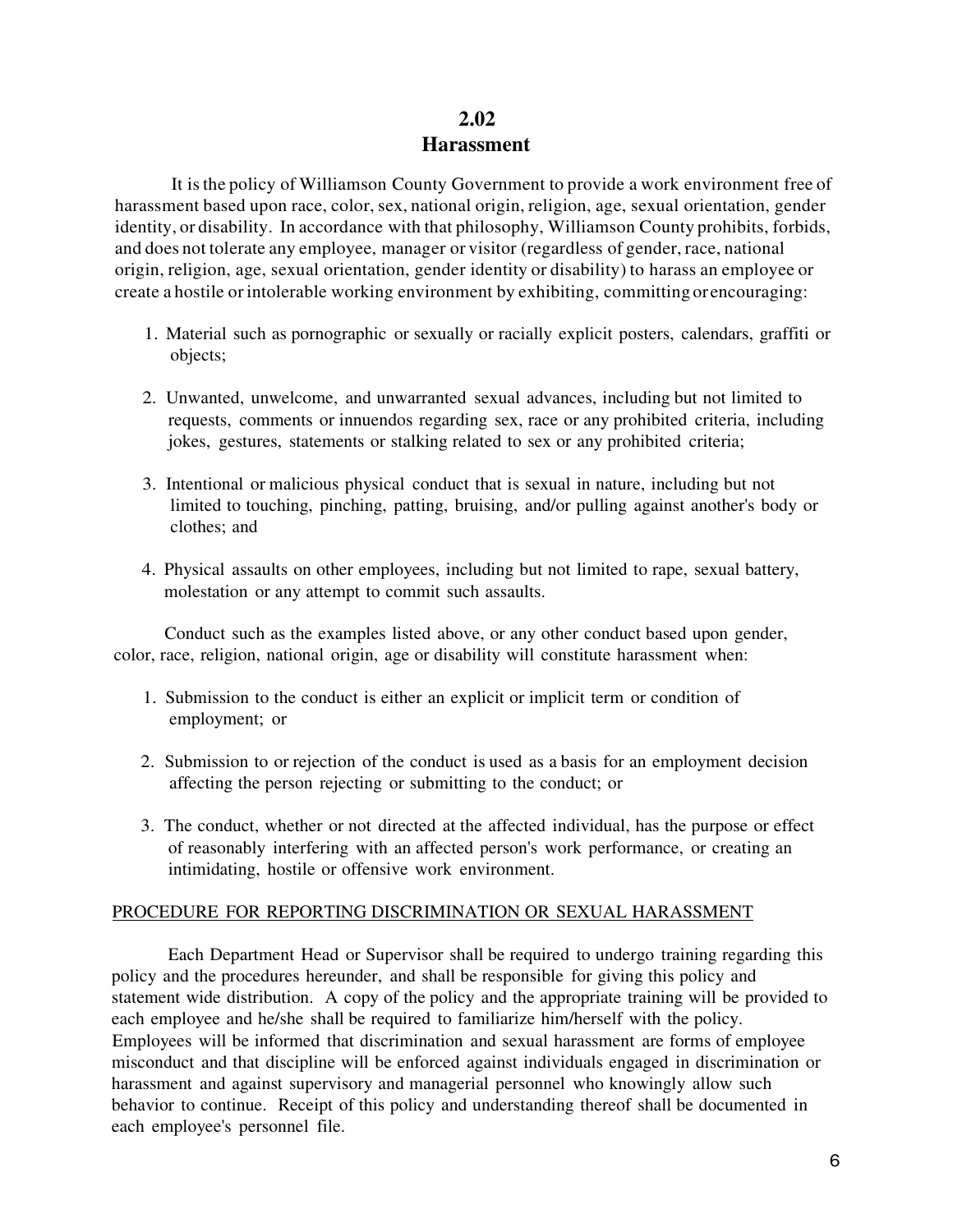## 2.02
## Harassment

It is the policy of Williamson County Government to provide a work environment free of harassment based upon race, color, sex, national origin, religion, age, sexual orientation, gender identity, or disability. In accordance with that philosophy, Williamson County prohibits, forbids, and does not tolerate any employee, manager or visitor (regardless of gender, race, national origin, religion, age, sexual orientation, gender identity or disability) to harass an employee or create a hostile or intolerable working environment by exhibiting, committing or encouraging:

1. Material such as pornographic or sexually or racially explicit posters, calendars, graffiti or objects;
2. Unwanted, unwelcome, and unwarranted sexual advances, including but not limited to requests, comments or innuendos regarding sex, race or any prohibited criteria, including jokes, gestures, statements or stalking related to sex or any prohibited criteria;
3. Intentional or malicious physical conduct that is sexual in nature, including but not limited to touching, pinching, patting, bruising, and/or pulling against another's body or clothes; and
4. Physical assaults on other employees, including but not limited to rape, sexual battery, molestation or any attempt to commit such assaults.

Conduct such as the examples listed above, or any other conduct based upon gender, color, race, religion, national origin, age or disability will constitute harassment when:

1. Submission to the conduct is either an explicit or implicit term or condition of employment; or
2. Submission to or rejection of the conduct is used as a basis for an employment decision affecting the person rejecting or submitting to the conduct; or
3. The conduct, whether or not directed at the affected individual, has the purpose or effect of reasonably interfering with an affected person's work performance, or creating an intimidating, hostile or offensive work environment.

<u>PROCEDURE FOR REPORTING DISCRIMINATION OR SEXUAL HARASSMENT</u>

Each Department Head or Supervisor shall be required to undergo training regarding this policy and the procedures hereunder, and shall be responsible for giving this policy and statement wide distribution. A copy of the policy and the appropriate training will be provided to each employee and he/she shall be required to familiarize him/herself with the policy. Employees will be informed that discrimination and sexual harassment are forms of employee misconduct and that discipline will be enforced against individuals engaged in discrimination or harassment and against supervisory and managerial personnel who knowingly allow such behavior to continue. Receipt of this policy and understanding thereof shall be documented in each employee's personnel file.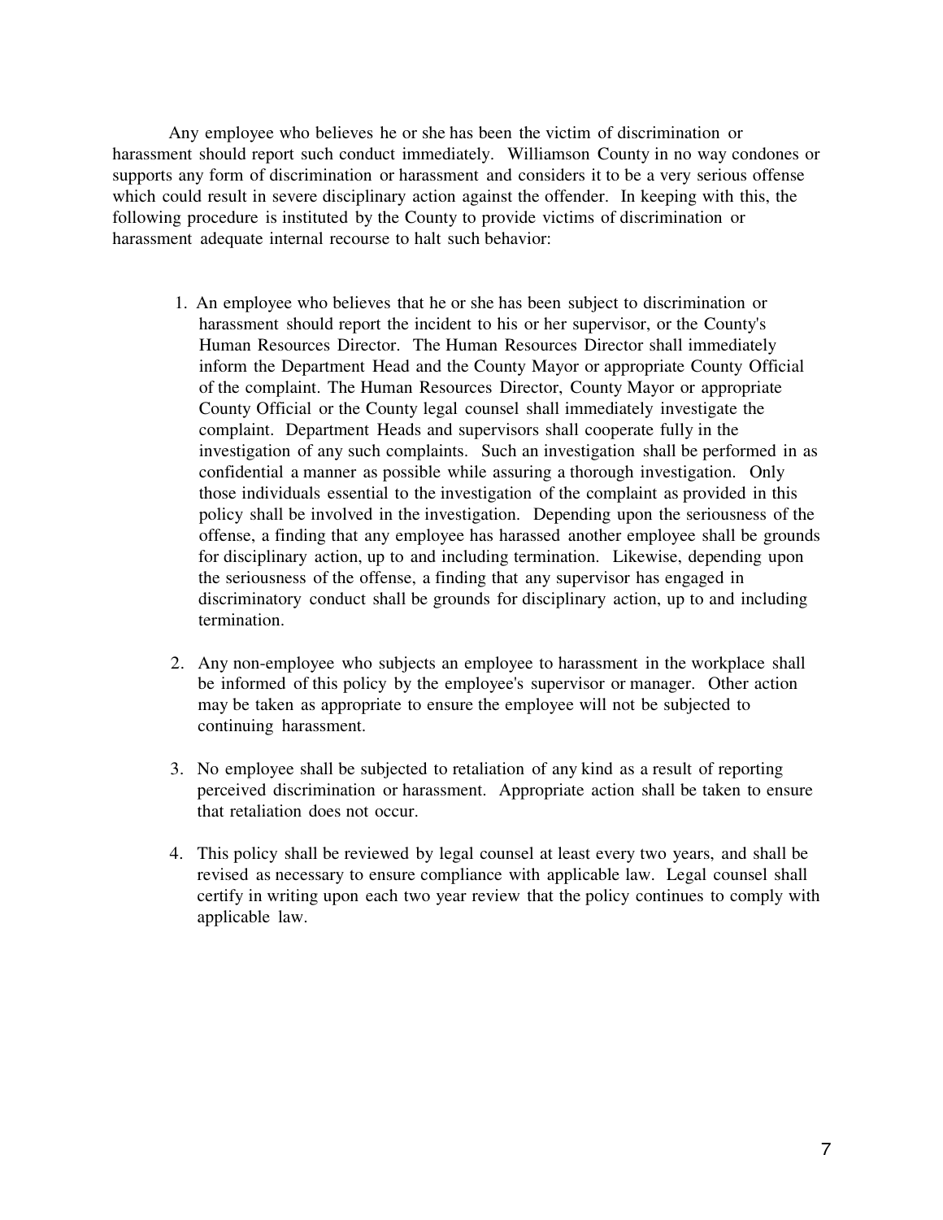Any employee who believes he or she has been the victim of discrimination or harassment should report such conduct immediately. Williamson County in no way condones or supports any form of discrimination or harassment and considers it to be a very serious offense which could result in severe disciplinary action against the offender. In keeping with this, the following procedure is instituted by the County to provide victims of discrimination or harassment adequate internal recourse to halt such behavior:

1. An employee who believes that he or she has been subject to discrimination or harassment should report the incident to his or her supervisor, or the County's Human Resources Director. The Human Resources Director shall immediately inform the Department Head and the County Mayor or appropriate County Official of the complaint. The Human Resources Director, County Mayor or appropriate County Official or the County legal counsel shall immediately investigate the complaint. Department Heads and supervisors shall cooperate fully in the investigation of any such complaints. Such an investigation shall be performed in as confidential a manner as possible while assuring a thorough investigation. Only those individuals essential to the investigation of the complaint as provided in this policy shall be involved in the investigation. Depending upon the seriousness of the offense, a finding that any employee has harassed another employee shall be grounds for disciplinary action, up to and including termination. Likewise, depending upon the seriousness of the offense, a finding that any supervisor has engaged in discriminatory conduct shall be grounds for disciplinary action, up to and including termination.

2. Any non-employee who subjects an employee to harassment in the workplace shall be informed of this policy by the employee's supervisor or manager. Other action may be taken as appropriate to ensure the employee will not be subjected to continuing harassment.

3. No employee shall be subjected to retaliation of any kind as a result of reporting perceived discrimination or harassment. Appropriate action shall be taken to ensure that retaliation does not occur.

4. This policy shall be reviewed by legal counsel at least every two years, and shall be revised as necessary to ensure compliance with applicable law. Legal counsel shall certify in writing upon each two year review that the policy continues to comply with applicable law.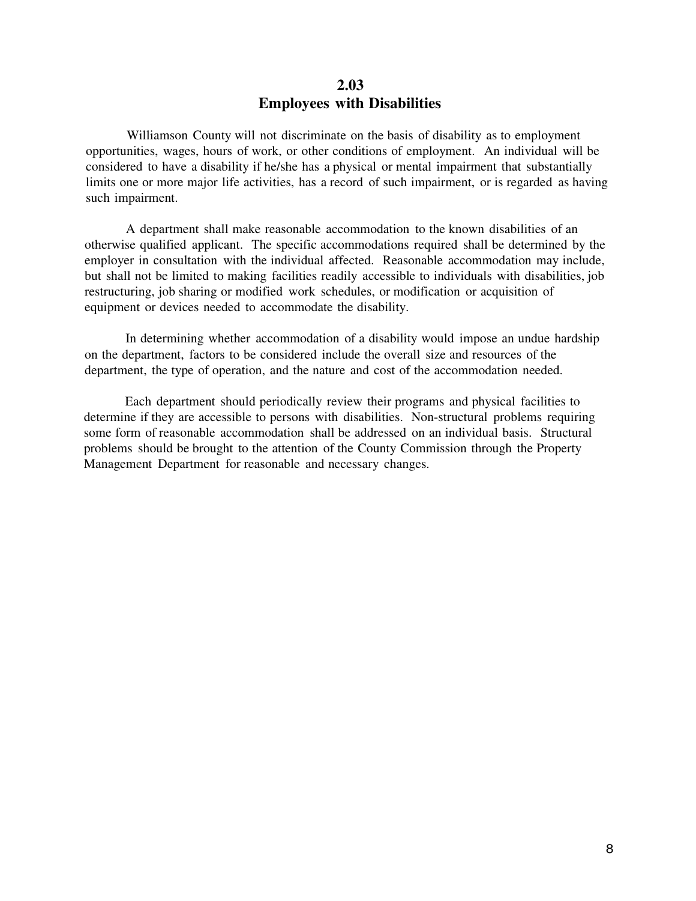## 2.03
## Employees with Disabilities

Williamson County will not discriminate on the basis of disability as to employment opportunities, wages, hours of work, or other conditions of employment. An individual will be considered to have a disability if he/she has a physical or mental impairment that substantially limits one or more major life activities, has a record of such impairment, or is regarded as having such impairment.

A department shall make reasonable accommodation to the known disabilities of an otherwise qualified applicant. The specific accommodations required shall be determined by the employer in consultation with the individual affected. Reasonable accommodation may include, but shall not be limited to making facilities readily accessible to individuals with disabilities, job restructuring, job sharing or modified work schedules, or modification or acquisition of equipment or devices needed to accommodate the disability.

In determining whether accommodation of a disability would impose an undue hardship on the department, factors to be considered include the overall size and resources of the department, the type of operation, and the nature and cost of the accommodation needed.

Each department should periodically review their programs and physical facilities to determine if they are accessible to persons with disabilities. Non-structural problems requiring some form of reasonable accommodation shall be addressed on an individual basis. Structural problems should be brought to the attention of the County Commission through the Property Management Department for reasonable and necessary changes.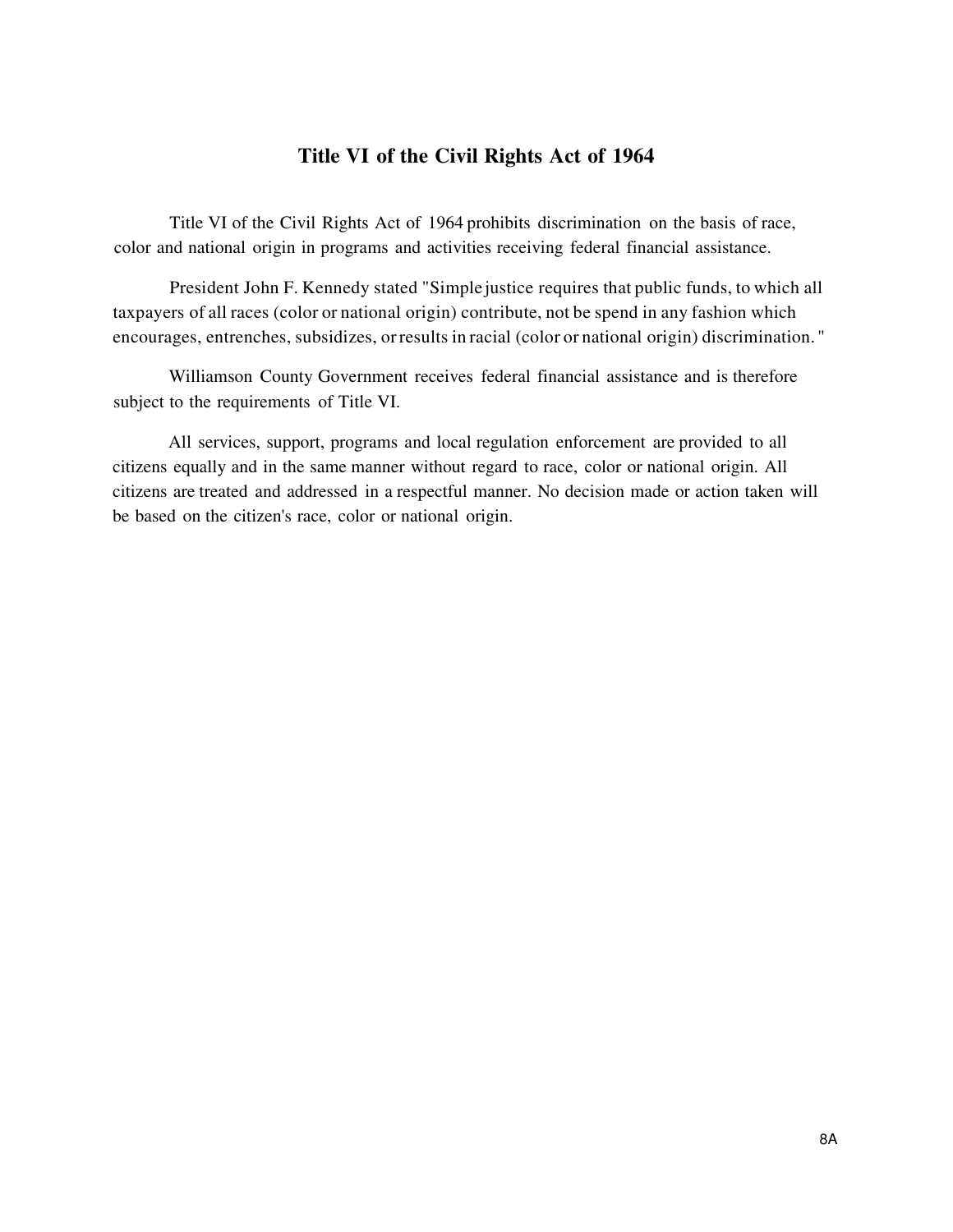## Title VI of the Civil Rights Act of 1964

Title VI of the Civil Rights Act of 1964 prohibits discrimination on the basis of race, color and national origin in programs and activities receiving federal financial assistance.

President John F. Kennedy stated "Simple justice requires that public funds, to which all taxpayers of all races (color or national origin) contribute, not be spend in any fashion which encourages, entrenches, subsidizes, or results in racial (color or national origin) discrimination."

Williamson County Government receives federal financial assistance and is therefore subject to the requirements of Title VI.

All services, support, programs and local regulation enforcement are provided to all citizens equally and in the same manner without regard to race, color or national origin. All citizens are treated and addressed in a respectful manner. No decision made or action taken will be based on the citizen's race, color or national origin.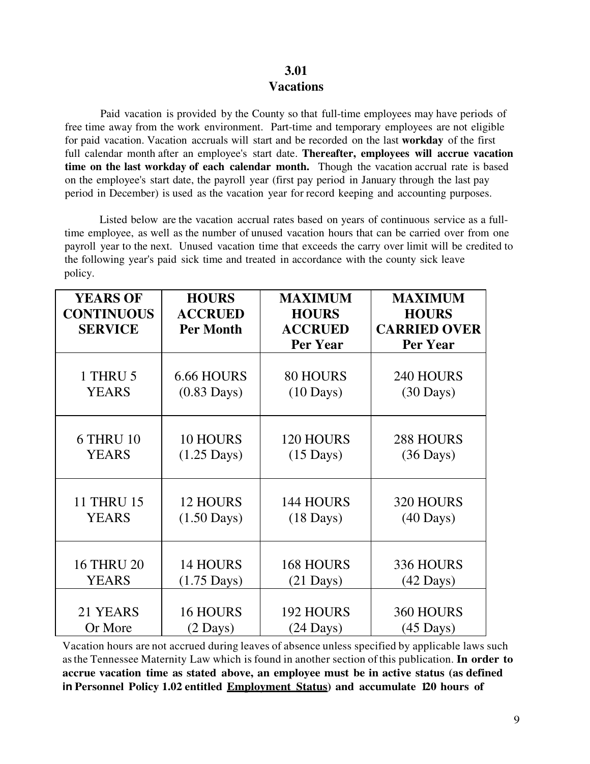## 3.01
## Vacations

Paid vacation is provided by the County so that full-time employees may have periods of free time away from the work environment. Part-time and temporary employees are not eligible for paid vacation. Vacation accruals will start and be recorded on the last **workday** of the first full calendar month after an employee's start date. **Thereafter, employees will accrue vacation time on the last workday of each calendar month.** Though the vacation accrual rate is based on the employee's start date, the payroll year (first pay period in January through the last pay period in December) is used as the vacation year for record keeping and accounting purposes.

Listed below are the vacation accrual rates based on years of continuous service as a full-time employee, as well as the number of unused vacation hours that can be carried over from one payroll year to the next. Unused vacation time that exceeds the carry over limit will be credited to the following year's paid sick time and treated in accordance with the county sick leave policy.

| YEARS OF CONTINUOUS SERVICE | HOURS ACCRUED Per Month | MAXIMUM HOURS ACCRUED Per Year | MAXIMUM HOURS CARRIED OVER Per Year |
|---|---|---|---|
| 1 THRU 5 YEARS | 6.66 HOURS (0.83 Days) | 80 HOURS (10 Days) | 240 HOURS (30 Days) |
| 6 THRU 10 YEARS | 10 HOURS (1.25 Days) | 120 HOURS (15 Days) | 288 HOURS (36 Days) |
| 11 THRU 15 YEARS | 12 HOURS (1.50 Days) | 144 HOURS (18 Days) | 320 HOURS (40 Days) |
| 16 THRU 20 YEARS | 14 HOURS (1.75 Days) | 168 HOURS (21 Days) | 336 HOURS (42 Days) |
| 21 YEARS Or More | 16 HOURS (2 Days) | 192 HOURS (24 Days) | 360 HOURS (45 Days) |

Vacation hours are not accrued during leaves of absence unless specified by applicable laws such as the Tennessee Maternity Law which is found in another section of this publication. **In order to accrue vacation time as stated above, an employee must be in active status (as defined in Personnel Policy 1.02 entitled <u>Employment Status</u>) and accumulate 120 hours of**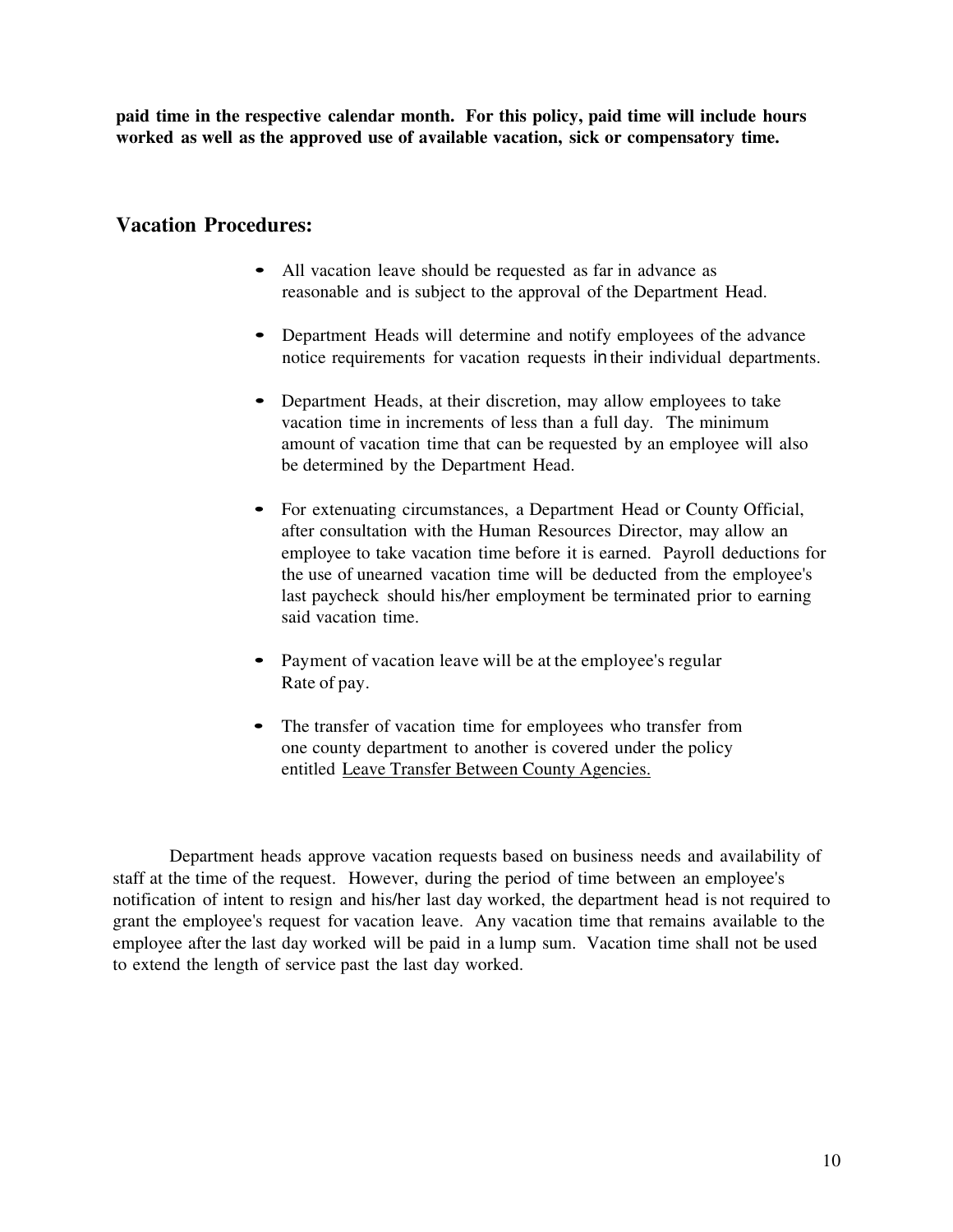**paid time in the respective calendar month. For this policy, paid time will include hours worked as well as the approved use of available vacation, sick or compensatory time.**

## Vacation Procedures:

- All vacation leave should be requested as far in advance as reasonable and is subject to the approval of the Department Head.
- Department Heads will determine and notify employees of the advance notice requirements for vacation requests in their individual departments.
- Department Heads, at their discretion, may allow employees to take vacation time in increments of less than a full day. The minimum amount of vacation time that can be requested by an employee will also be determined by the Department Head.
- For extenuating circumstances, a Department Head or County Official, after consultation with the Human Resources Director, may allow an employee to take vacation time before it is earned. Payroll deductions for the use of unearned vacation time will be deducted from the employee's last paycheck should his/her employment be terminated prior to earning said vacation time.
- Payment of vacation leave will be at the employee's regular Rate of pay.
- The transfer of vacation time for employees who transfer from one county department to another is covered under the policy entitled Leave Transfer Between County Agencies.

Department heads approve vacation requests based on business needs and availability of staff at the time of the request. However, during the period of time between an employee's notification of intent to resign and his/her last day worked, the department head is not required to grant the employee's request for vacation leave. Any vacation time that remains available to the employee after the last day worked will be paid in a lump sum. Vacation time shall not be used to extend the length of service past the last day worked.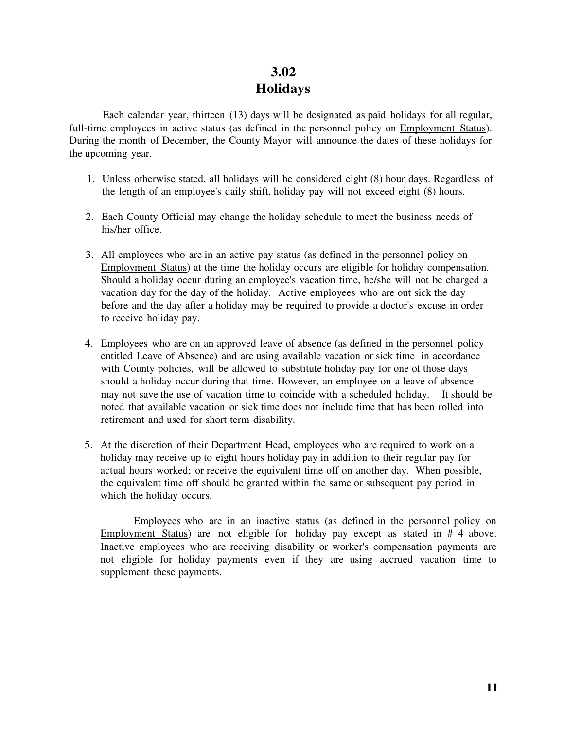# 3.02
# Holidays

Each calendar year, thirteen (13) days will be designated as paid holidays for all regular, full-time employees in active status (as defined in the personnel policy on Employment Status). During the month of December, the County Mayor will announce the dates of these holidays for the upcoming year.

1. Unless otherwise stated, all holidays will be considered eight (8) hour days. Regardless of the length of an employee's daily shift, holiday pay will not exceed eight (8) hours.

2. Each County Official may change the holiday schedule to meet the business needs of his/her office.

3. All employees who are in an active pay status (as defined in the personnel policy on Employment Status) at the time the holiday occurs are eligible for holiday compensation. Should a holiday occur during an employee's vacation time, he/she will not be charged a vacation day for the day of the holiday. Active employees who are out sick the day before and the day after a holiday may be required to provide a doctor's excuse in order to receive holiday pay.

4. Employees who are on an approved leave of absence (as defined in the personnel policy entitled Leave of Absence) and are using available vacation or sick time in accordance with County policies, will be allowed to substitute holiday pay for one of those days should a holiday occur during that time. However, an employee on a leave of absence may not save the use of vacation time to coincide with a scheduled holiday. It should be noted that available vacation or sick time does not include time that has been rolled into retirement and used for short term disability.

5. At the discretion of their Department Head, employees who are required to work on a holiday may receive up to eight hours holiday pay in addition to their regular pay for actual hours worked; or receive the equivalent time off on another day. When possible, the equivalent time off should be granted within the same or subsequent pay period in which the holiday occurs.

   Employees who are in an inactive status (as defined in the personnel policy on Employment Status) are not eligible for holiday pay except as stated in # 4 above. Inactive employees who are receiving disability or worker's compensation payments are not eligible for holiday payments even if they are using accrued vacation time to supplement these payments.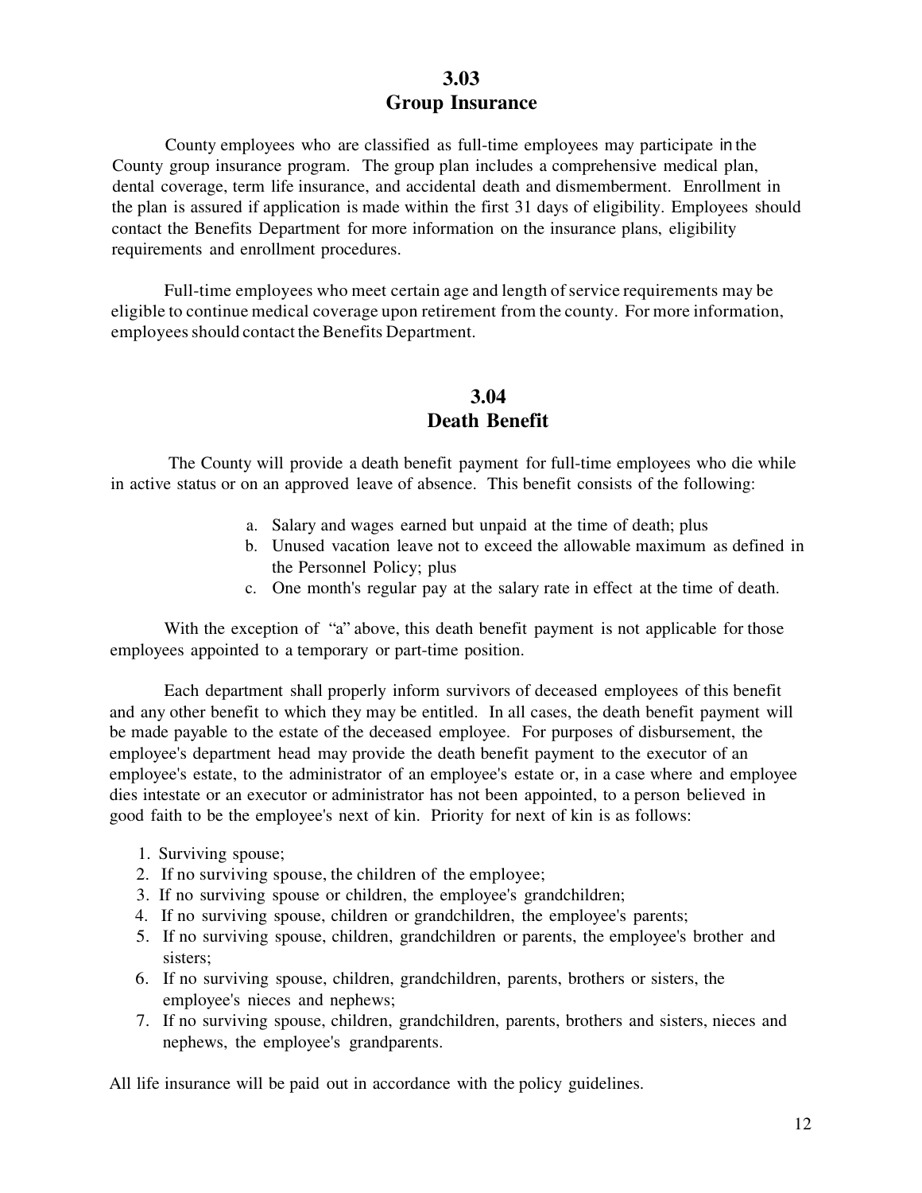## 3.03
## Group Insurance

County employees who are classified as full-time employees may participate in the County group insurance program. The group plan includes a comprehensive medical plan, dental coverage, term life insurance, and accidental death and dismemberment. Enrollment in the plan is assured if application is made within the first 31 days of eligibility. Employees should contact the Benefits Department for more information on the insurance plans, eligibility requirements and enrollment procedures.

Full-time employees who meet certain age and length of service requirements may be eligible to continue medical coverage upon retirement from the county. For more information, employees should contact the Benefits Department.

## 3.04
## Death Benefit

The County will provide a death benefit payment for full-time employees who die while in active status or on an approved leave of absence. This benefit consists of the following:

a. Salary and wages earned but unpaid at the time of death; plus
b. Unused vacation leave not to exceed the allowable maximum as defined in the Personnel Policy; plus
c. One month's regular pay at the salary rate in effect at the time of death.

With the exception of "a" above, this death benefit payment is not applicable for those employees appointed to a temporary or part-time position.

Each department shall properly inform survivors of deceased employees of this benefit and any other benefit to which they may be entitled. In all cases, the death benefit payment will be made payable to the estate of the deceased employee. For purposes of disbursement, the employee's department head may provide the death benefit payment to the executor of an employee's estate, to the administrator of an employee's estate or, in a case where and employee dies intestate or an executor or administrator has not been appointed, to a person believed in good faith to be the employee's next of kin. Priority for next of kin is as follows:

1. Surviving spouse;
2. If no surviving spouse, the children of the employee;
3. If no surviving spouse or children, the employee's grandchildren;
4. If no surviving spouse, children or grandchildren, the employee's parents;
5. If no surviving spouse, children, grandchildren or parents, the employee's brother and sisters;
6. If no surviving spouse, children, grandchildren, parents, brothers or sisters, the employee's nieces and nephews;
7. If no surviving spouse, children, grandchildren, parents, brothers and sisters, nieces and nephews, the employee's grandparents.

All life insurance will be paid out in accordance with the policy guidelines.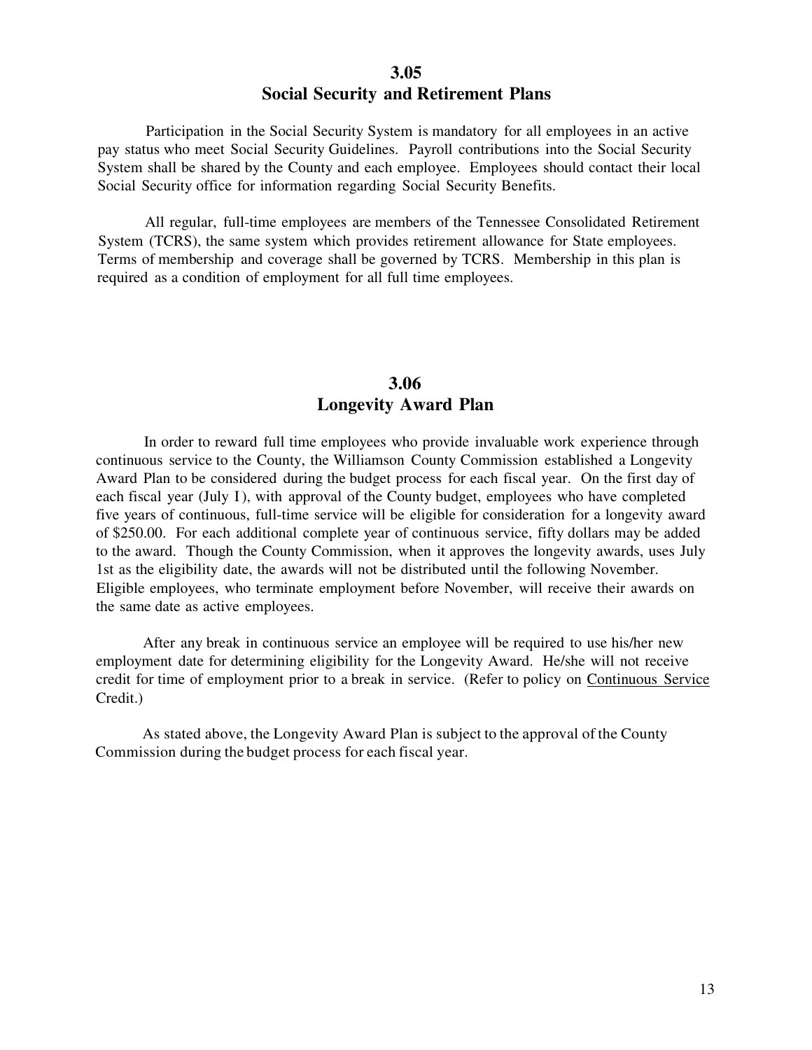## 3.05
## Social Security and Retirement Plans

Participation in the Social Security System is mandatory for all employees in an active pay status who meet Social Security Guidelines. Payroll contributions into the Social Security System shall be shared by the County and each employee. Employees should contact their local Social Security office for information regarding Social Security Benefits.

All regular, full-time employees are members of the Tennessee Consolidated Retirement System (TCRS), the same system which provides retirement allowance for State employees. Terms of membership and coverage shall be governed by TCRS. Membership in this plan is required as a condition of employment for all full time employees.

## 3.06
## Longevity Award Plan

In order to reward full time employees who provide invaluable work experience through continuous service to the County, the Williamson County Commission established a Longevity Award Plan to be considered during the budget process for each fiscal year. On the first day of each fiscal year (July I), with approval of the County budget, employees who have completed five years of continuous, full-time service will be eligible for consideration for a longevity award of $250.00. For each additional complete year of continuous service, fifty dollars may be added to the award. Though the County Commission, when it approves the longevity awards, uses July 1st as the eligibility date, the awards will not be distributed until the following November. Eligible employees, who terminate employment before November, will receive their awards on the same date as active employees.

After any break in continuous service an employee will be required to use his/her new employment date for determining eligibility for the Longevity Award. He/she will not receive credit for time of employment prior to a break in service. (Refer to policy on Continuous Service Credit.)

As stated above, the Longevity Award Plan is subject to the approval of the County Commission during the budget process for each fiscal year.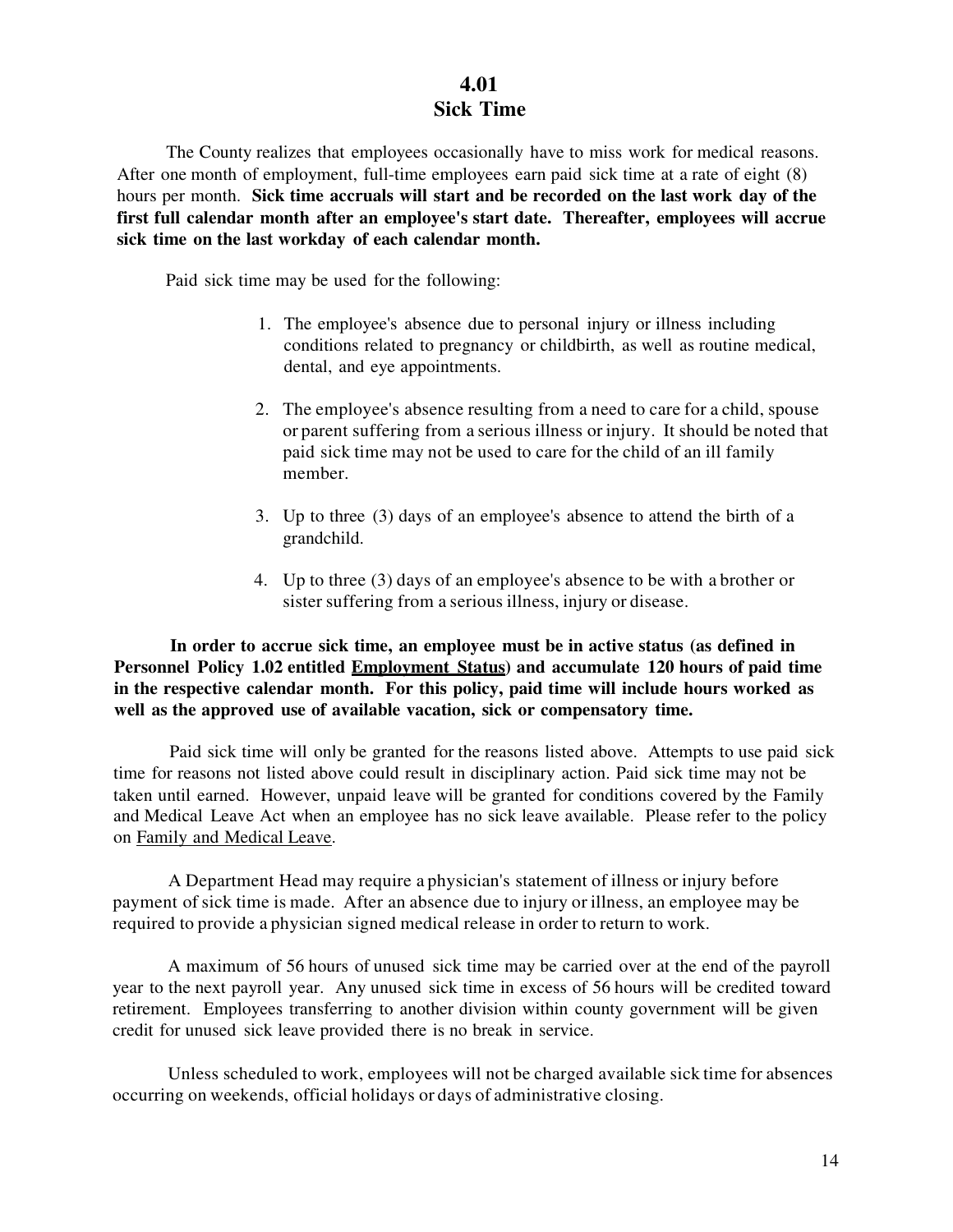## 4.01
## Sick Time

The County realizes that employees occasionally have to miss work for medical reasons. After one month of employment, full-time employees earn paid sick time at a rate of eight (8) hours per month. **Sick time accruals will start and be recorded on the last work day of the first full calendar month after an employee's start date. Thereafter, employees will accrue sick time on the last workday of each calendar month.**

Paid sick time may be used for the following:

1. The employee's absence due to personal injury or illness including conditions related to pregnancy or childbirth, as well as routine medical, dental, and eye appointments.

2. The employee's absence resulting from a need to care for a child, spouse or parent suffering from a serious illness or injury. It should be noted that paid sick time may not be used to care for the child of an ill family member.

3. Up to three (3) days of an employee's absence to attend the birth of a grandchild.

4. Up to three (3) days of an employee's absence to be with a brother or sister suffering from a serious illness, injury or disease.

**In order to accrue sick time, an employee must be in active status (as defined in Personnel Policy 1.02 entitled Employment Status) and accumulate 120 hours of paid time in the respective calendar month. For this policy, paid time will include hours worked as well as the approved use of available vacation, sick or compensatory time.**

Paid sick time will only be granted for the reasons listed above. Attempts to use paid sick time for reasons not listed above could result in disciplinary action. Paid sick time may not be taken until earned. However, unpaid leave will be granted for conditions covered by the Family and Medical Leave Act when an employee has no sick leave available. Please refer to the policy on Family and Medical Leave.

A Department Head may require a physician's statement of illness or injury before payment of sick time is made. After an absence due to injury or illness, an employee may be required to provide a physician signed medical release in order to return to work.

A maximum of 56 hours of unused sick time may be carried over at the end of the payroll year to the next payroll year. Any unused sick time in excess of 56 hours will be credited toward retirement. Employees transferring to another division within county government will be given credit for unused sick leave provided there is no break in service.

Unless scheduled to work, employees will not be charged available sick time for absences occurring on weekends, official holidays or days of administrative closing.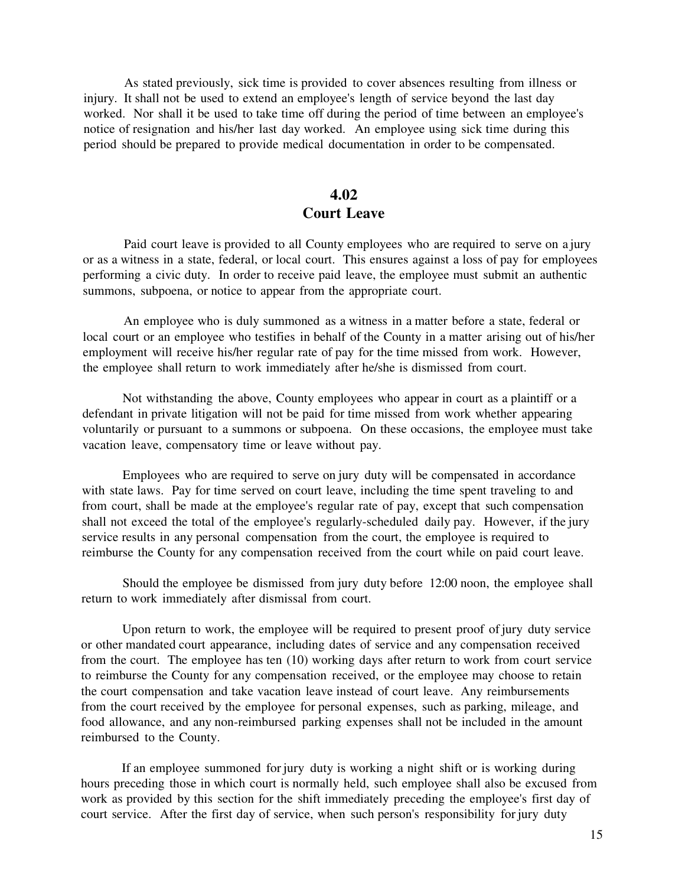As stated previously, sick time is provided to cover absences resulting from illness or injury. It shall not be used to extend an employee's length of service beyond the last day worked. Nor shall it be used to take time off during the period of time between an employee's notice of resignation and his/her last day worked. An employee using sick time during this period should be prepared to provide medical documentation in order to be compensated.

## 4.02
## Court Leave

Paid court leave is provided to all County employees who are required to serve on a jury or as a witness in a state, federal, or local court. This ensures against a loss of pay for employees performing a civic duty. In order to receive paid leave, the employee must submit an authentic summons, subpoena, or notice to appear from the appropriate court.

An employee who is duly summoned as a witness in a matter before a state, federal or local court or an employee who testifies in behalf of the County in a matter arising out of his/her employment will receive his/her regular rate of pay for the time missed from work. However, the employee shall return to work immediately after he/she is dismissed from court.

Not withstanding the above, County employees who appear in court as a plaintiff or a defendant in private litigation will not be paid for time missed from work whether appearing voluntarily or pursuant to a summons or subpoena. On these occasions, the employee must take vacation leave, compensatory time or leave without pay.

Employees who are required to serve on jury duty will be compensated in accordance with state laws. Pay for time served on court leave, including the time spent traveling to and from court, shall be made at the employee's regular rate of pay, except that such compensation shall not exceed the total of the employee's regularly-scheduled daily pay. However, if the jury service results in any personal compensation from the court, the employee is required to reimburse the County for any compensation received from the court while on paid court leave.

Should the employee be dismissed from jury duty before 12:00 noon, the employee shall return to work immediately after dismissal from court.

Upon return to work, the employee will be required to present proof of jury duty service or other mandated court appearance, including dates of service and any compensation received from the court. The employee has ten (10) working days after return to work from court service to reimburse the County for any compensation received, or the employee may choose to retain the court compensation and take vacation leave instead of court leave. Any reimbursements from the court received by the employee for personal expenses, such as parking, mileage, and food allowance, and any non-reimbursed parking expenses shall not be included in the amount reimbursed to the County.

If an employee summoned for jury duty is working a night shift or is working during hours preceding those in which court is normally held, such employee shall also be excused from work as provided by this section for the shift immediately preceding the employee's first day of court service. After the first day of service, when such person's responsibility for jury duty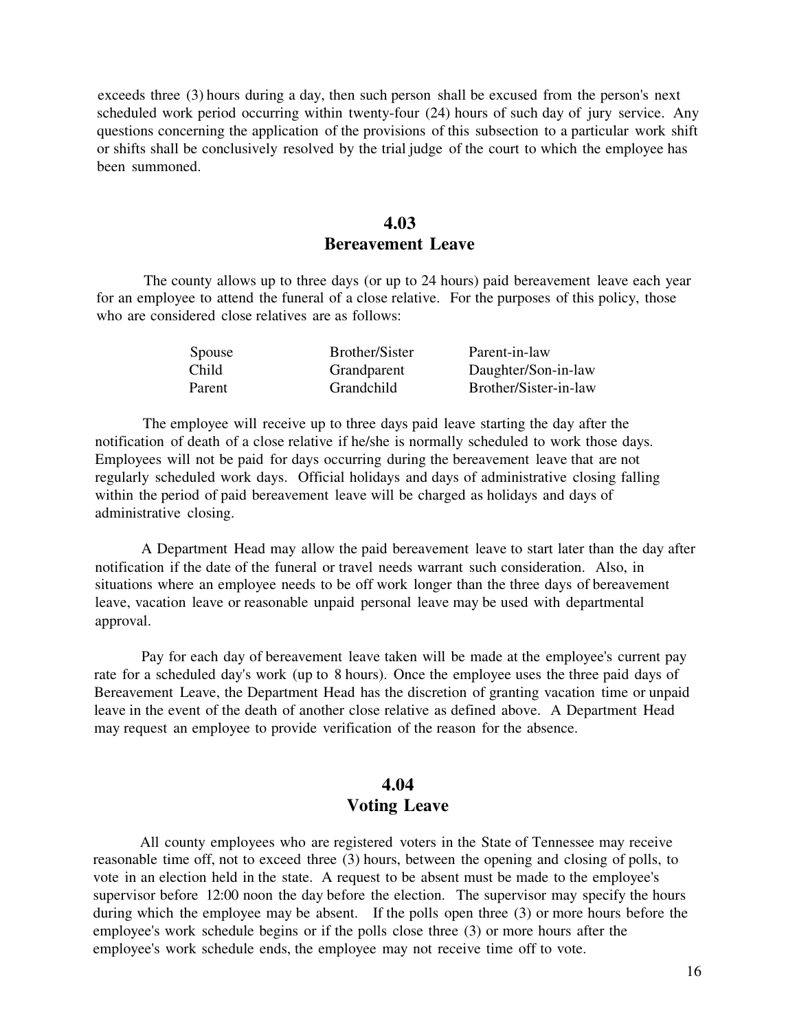exceeds three (3) hours during a day, then such person shall be excused from the person's next scheduled work period occurring within twenty-four (24) hours of such day of jury service. Any questions concerning the application of the provisions of this subsection to a particular work shift or shifts shall be conclusively resolved by the trial judge of the court to which the employee has been summoned.

## 4.03
## Bereavement Leave

The county allows up to three days (or up to 24 hours) paid bereavement leave each year for an employee to attend the funeral of a close relative. For the purposes of this policy, those who are considered close relatives are as follows:

| | | |
|---|---|---|
| Spouse | Brother/Sister | Parent-in-law |
| Child | Grandparent | Daughter/Son-in-law |
| Parent | Grandchild | Brother/Sister-in-law |

The employee will receive up to three days paid leave starting the day after the notification of death of a close relative if he/she is normally scheduled to work those days. Employees will not be paid for days occurring during the bereavement leave that are not regularly scheduled work days. Official holidays and days of administrative closing falling within the period of paid bereavement leave will be charged as holidays and days of administrative closing.

A Department Head may allow the paid bereavement leave to start later than the day after notification if the date of the funeral or travel needs warrant such consideration. Also, in situations where an employee needs to be off work longer than the three days of bereavement leave, vacation leave or reasonable unpaid personal leave may be used with departmental approval.

Pay for each day of bereavement leave taken will be made at the employee's current pay rate for a scheduled day's work (up to 8 hours). Once the employee uses the three paid days of Bereavement Leave, the Department Head has the discretion of granting vacation time or unpaid leave in the event of the death of another close relative as defined above. A Department Head may request an employee to provide verification of the reason for the absence.

## 4.04
## Voting Leave

All county employees who are registered voters in the State of Tennessee may receive reasonable time off, not to exceed three (3) hours, between the opening and closing of polls, to vote in an election held in the state. A request to be absent must be made to the employee's supervisor before 12:00 noon the day before the election. The supervisor may specify the hours during which the employee may be absent. If the polls open three (3) or more hours before the employee's work schedule begins or if the polls close three (3) or more hours after the employee's work schedule ends, the employee may not receive time off to vote.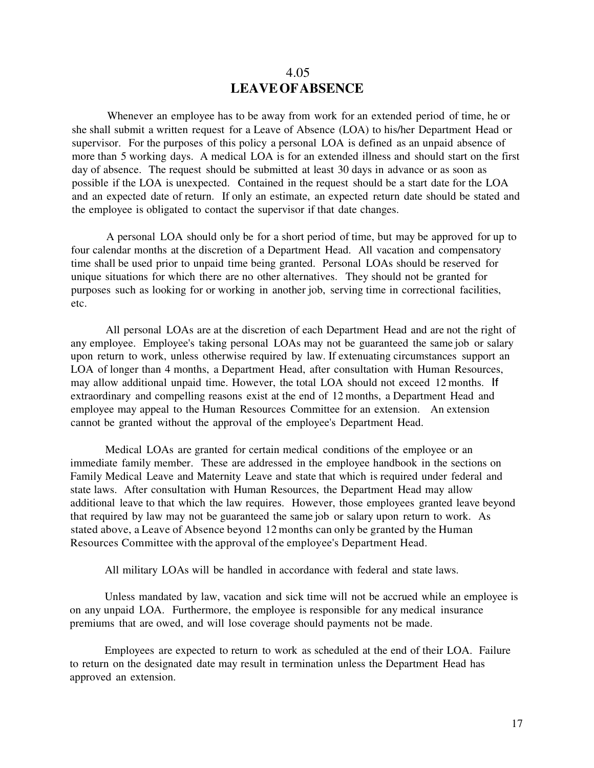# 4.05
# LEAVE OF ABSENCE

Whenever an employee has to be away from work for an extended period of time, he or she shall submit a written request for a Leave of Absence (LOA) to his/her Department Head or supervisor. For the purposes of this policy a personal LOA is defined as an unpaid absence of more than 5 working days. A medical LOA is for an extended illness and should start on the first day of absence. The request should be submitted at least 30 days in advance or as soon as possible if the LOA is unexpected. Contained in the request should be a start date for the LOA and an expected date of return. If only an estimate, an expected return date should be stated and the employee is obligated to contact the supervisor if that date changes.

A personal LOA should only be for a short period of time, but may be approved for up to four calendar months at the discretion of a Department Head. All vacation and compensatory time shall be used prior to unpaid time being granted. Personal LOAs should be reserved for unique situations for which there are no other alternatives. They should not be granted for purposes such as looking for or working in another job, serving time in correctional facilities, etc.

All personal LOAs are at the discretion of each Department Head and are not the right of any employee. Employee's taking personal LOAs may not be guaranteed the same job or salary upon return to work, unless otherwise required by law. If extenuating circumstances support an LOA of longer than 4 months, a Department Head, after consultation with Human Resources, may allow additional unpaid time. However, the total LOA should not exceed 12 months. If extraordinary and compelling reasons exist at the end of 12 months, a Department Head and employee may appeal to the Human Resources Committee for an extension. An extension cannot be granted without the approval of the employee's Department Head.

Medical LOAs are granted for certain medical conditions of the employee or an immediate family member. These are addressed in the employee handbook in the sections on Family Medical Leave and Maternity Leave and state that which is required under federal and state laws. After consultation with Human Resources, the Department Head may allow additional leave to that which the law requires. However, those employees granted leave beyond that required by law may not be guaranteed the same job or salary upon return to work. As stated above, a Leave of Absence beyond 12 months can only be granted by the Human Resources Committee with the approval of the employee's Department Head.

All military LOAs will be handled in accordance with federal and state laws.

Unless mandated by law, vacation and sick time will not be accrued while an employee is on any unpaid LOA. Furthermore, the employee is responsible for any medical insurance premiums that are owed, and will lose coverage should payments not be made.

Employees are expected to return to work as scheduled at the end of their LOA. Failure to return on the designated date may result in termination unless the Department Head has approved an extension.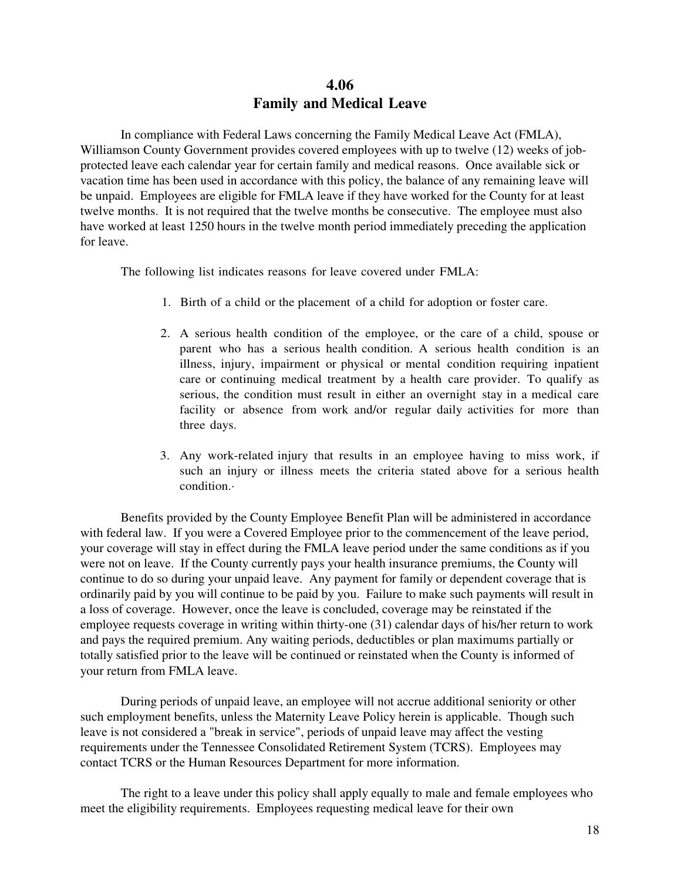# 4.06
# Family and Medical Leave

In compliance with Federal Laws concerning the Family Medical Leave Act (FMLA), Williamson County Government provides covered employees with up to twelve (12) weeks of job-protected leave each calendar year for certain family and medical reasons. Once available sick or vacation time has been used in accordance with this policy, the balance of any remaining leave will be unpaid. Employees are eligible for FMLA leave if they have worked for the County for at least twelve months. It is not required that the twelve months be consecutive. The employee must also have worked at least 1250 hours in the twelve month period immediately preceding the application for leave.

The following list indicates reasons for leave covered under FMLA:

1. Birth of a child or the placement of a child for adoption or foster care.

2. A serious health condition of the employee, or the care of a child, spouse or parent who has a serious health condition. A serious health condition is an illness, injury, impairment or physical or mental condition requiring inpatient care or continuing medical treatment by a health care provider. To qualify as serious, the condition must result in either an overnight stay in a medical care facility or absence from work and/or regular daily activities for more than three days.

3. Any work-related injury that results in an employee having to miss work, if such an injury or illness meets the criteria stated above for a serious health condition.·

Benefits provided by the County Employee Benefit Plan will be administered in accordance with federal law. If you were a Covered Employee prior to the commencement of the leave period, your coverage will stay in effect during the FMLA leave period under the same conditions as if you were not on leave. If the County currently pays your health insurance premiums, the County will continue to do so during your unpaid leave. Any payment for family or dependent coverage that is ordinarily paid by you will continue to be paid by you. Failure to make such payments will result in a loss of coverage. However, once the leave is concluded, coverage may be reinstated if the employee requests coverage in writing within thirty-one (31) calendar days of his/her return to work and pays the required premium. Any waiting periods, deductibles or plan maximums partially or totally satisfied prior to the leave will be continued or reinstated when the County is informed of your return from FMLA leave.

During periods of unpaid leave, an employee will not accrue additional seniority or other such employment benefits, unless the Maternity Leave Policy herein is applicable. Though such leave is not considered a "break in service", periods of unpaid leave may affect the vesting requirements under the Tennessee Consolidated Retirement System (TCRS). Employees may contact TCRS or the Human Resources Department for more information.

The right to a leave under this policy shall apply equally to male and female employees who meet the eligibility requirements. Employees requesting medical leave for their own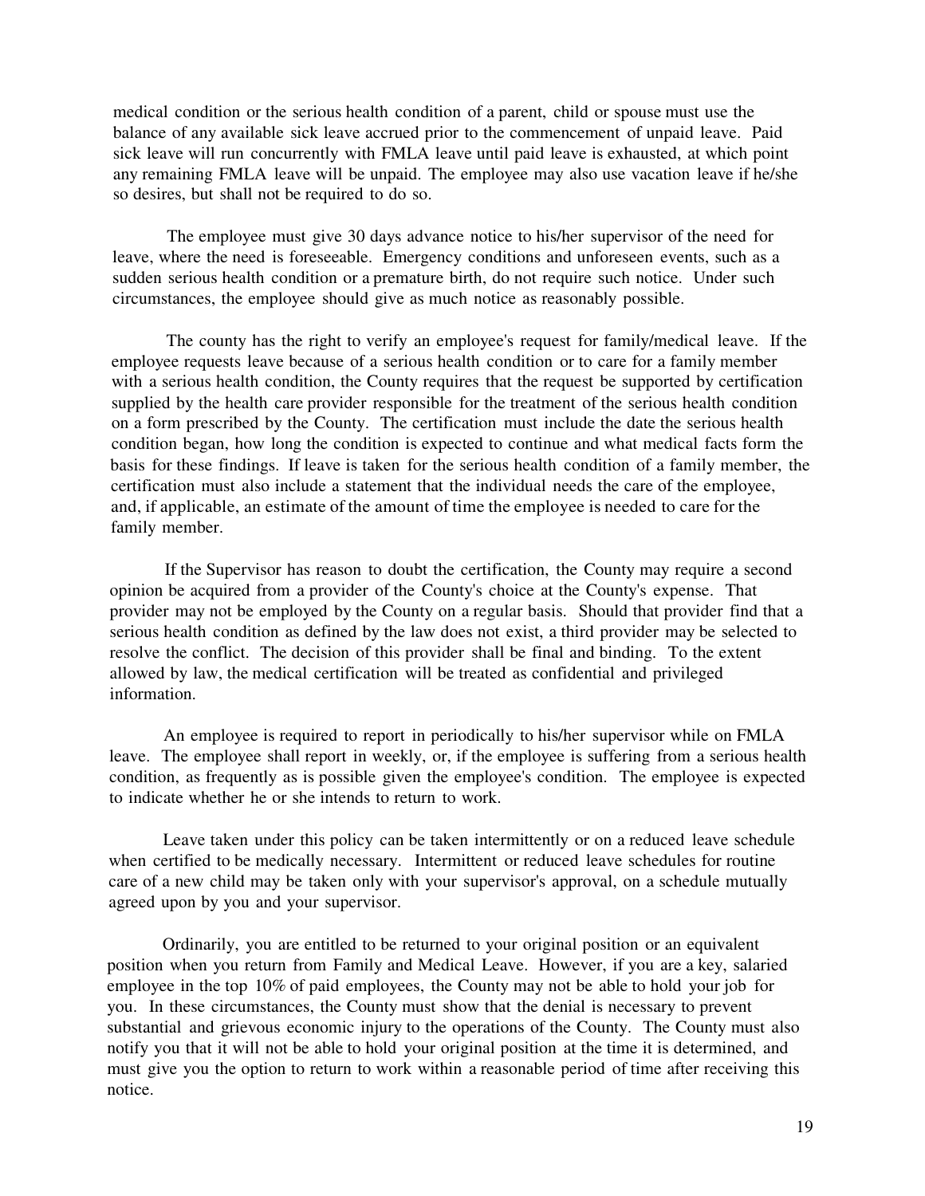medical condition or the serious health condition of a parent, child or spouse must use the balance of any available sick leave accrued prior to the commencement of unpaid leave. Paid sick leave will run concurrently with FMLA leave until paid leave is exhausted, at which point any remaining FMLA leave will be unpaid. The employee may also use vacation leave if he/she so desires, but shall not be required to do so.

The employee must give 30 days advance notice to his/her supervisor of the need for leave, where the need is foreseeable. Emergency conditions and unforeseen events, such as a sudden serious health condition or a premature birth, do not require such notice. Under such circumstances, the employee should give as much notice as reasonably possible.

The county has the right to verify an employee's request for family/medical leave. If the employee requests leave because of a serious health condition or to care for a family member with a serious health condition, the County requires that the request be supported by certification supplied by the health care provider responsible for the treatment of the serious health condition on a form prescribed by the County. The certification must include the date the serious health condition began, how long the condition is expected to continue and what medical facts form the basis for these findings. If leave is taken for the serious health condition of a family member, the certification must also include a statement that the individual needs the care of the employee, and, if applicable, an estimate of the amount of time the employee is needed to care for the family member.

If the Supervisor has reason to doubt the certification, the County may require a second opinion be acquired from a provider of the County's choice at the County's expense. That provider may not be employed by the County on a regular basis. Should that provider find that a serious health condition as defined by the law does not exist, a third provider may be selected to resolve the conflict. The decision of this provider shall be final and binding. To the extent allowed by law, the medical certification will be treated as confidential and privileged information.

An employee is required to report in periodically to his/her supervisor while on FMLA leave. The employee shall report in weekly, or, if the employee is suffering from a serious health condition, as frequently as is possible given the employee's condition. The employee is expected to indicate whether he or she intends to return to work.

Leave taken under this policy can be taken intermittently or on a reduced leave schedule when certified to be medically necessary. Intermittent or reduced leave schedules for routine care of a new child may be taken only with your supervisor's approval, on a schedule mutually agreed upon by you and your supervisor.

Ordinarily, you are entitled to be returned to your original position or an equivalent position when you return from Family and Medical Leave. However, if you are a key, salaried employee in the top 10% of paid employees, the County may not be able to hold your job for you. In these circumstances, the County must show that the denial is necessary to prevent substantial and grievous economic injury to the operations of the County. The County must also notify you that it will not be able to hold your original position at the time it is determined, and must give you the option to return to work within a reasonable period of time after receiving this notice.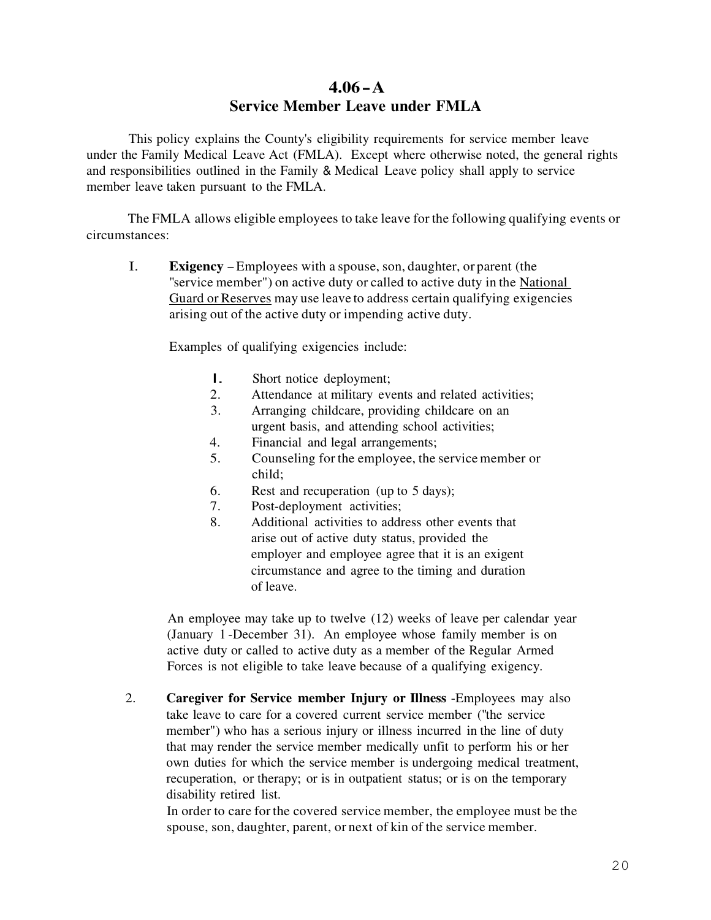# 4.06 – A
## Service Member Leave under FMLA

This policy explains the County's eligibility requirements for service member leave under the Family Medical Leave Act (FMLA). Except where otherwise noted, the general rights and responsibilities outlined in the Family & Medical Leave policy shall apply to service member leave taken pursuant to the FMLA.

The FMLA allows eligible employees to take leave for the following qualifying events or circumstances:

I. **Exigency** – Employees with a spouse, son, daughter, or parent (the "service member") on active duty or called to active duty in the National Guard or Reserves may use leave to address certain qualifying exigencies arising out of the active duty or impending active duty.

   Examples of qualifying exigencies include:

   1. Short notice deployment;
   2. Attendance at military events and related activities;
   3. Arranging childcare, providing childcare on an urgent basis, and attending school activities;
   4. Financial and legal arrangements;
   5. Counseling for the employee, the service member or child;
   6. Rest and recuperation (up to 5 days);
   7. Post-deployment activities;
   8. Additional activities to address other events that arise out of active duty status, provided the employer and employee agree that it is an exigent circumstance and agree to the timing and duration of leave.

   An employee may take up to twelve (12) weeks of leave per calendar year (January 1 - December 31). An employee whose family member is on active duty or called to active duty as a member of the Regular Armed Forces is not eligible to take leave because of a qualifying exigency.

2. **Caregiver for Service member Injury or Illness** - Employees may also take leave to care for a covered current service member ("the service member") who has a serious injury or illness incurred in the line of duty that may render the service member medically unfit to perform his or her own duties for which the service member is undergoing medical treatment, recuperation, or therapy; or is in outpatient status; or is on the temporary disability retired list.
   In order to care for the covered service member, the employee must be the spouse, son, daughter, parent, or next of kin of the service member.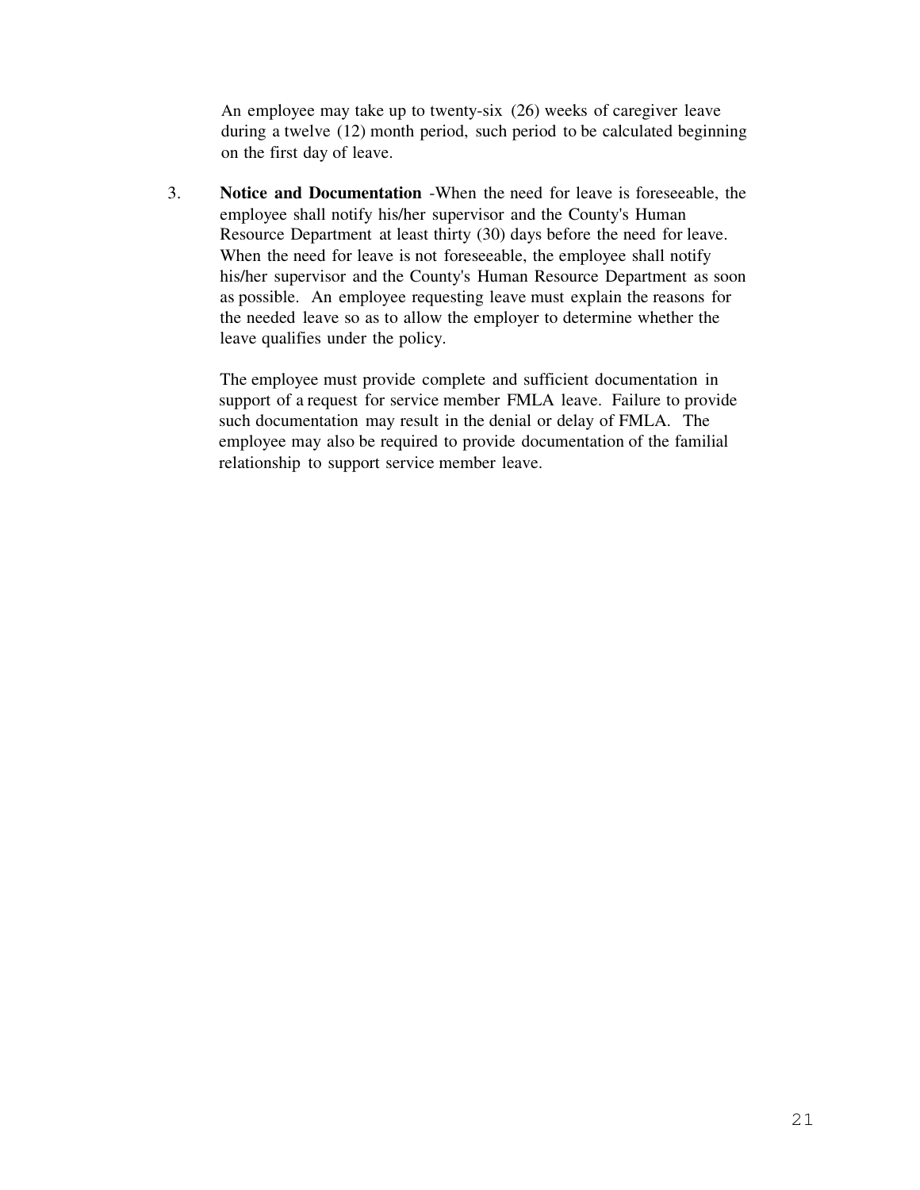An employee may take up to twenty-six (26) weeks of caregiver leave during a twelve (12) month period, such period to be calculated beginning on the first day of leave.

3. **Notice and Documentation** -When the need for leave is foreseeable, the employee shall notify his/her supervisor and the County's Human Resource Department at least thirty (30) days before the need for leave. When the need for leave is not foreseeable, the employee shall notify his/her supervisor and the County's Human Resource Department as soon as possible. An employee requesting leave must explain the reasons for the needed leave so as to allow the employer to determine whether the leave qualifies under the policy.

   The employee must provide complete and sufficient documentation in support of a request for service member FMLA leave. Failure to provide such documentation may result in the denial or delay of FMLA. The employee may also be required to provide documentation of the familial relationship to support service member leave.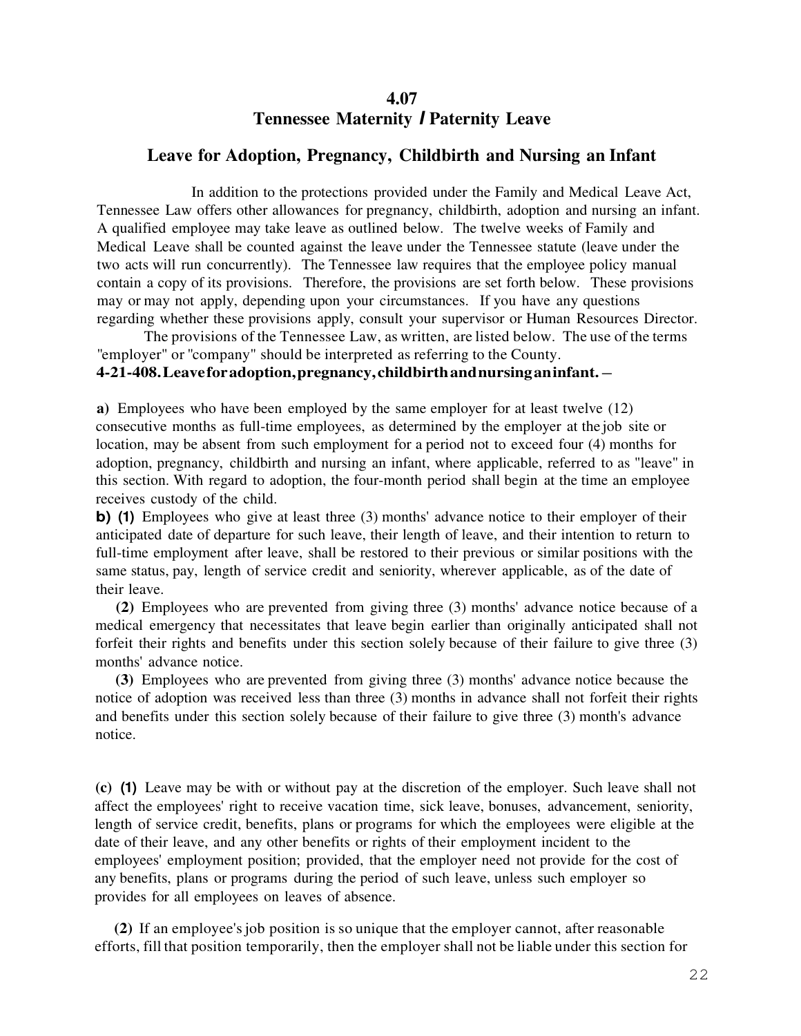# 4.07
# Tennessee Maternity / Paternity Leave

## Leave for Adoption, Pregnancy, Childbirth and Nursing an Infant

In addition to the protections provided under the Family and Medical Leave Act, Tennessee Law offers other allowances for pregnancy, childbirth, adoption and nursing an infant. A qualified employee may take leave as outlined below. The twelve weeks of Family and Medical Leave shall be counted against the leave under the Tennessee statute (leave under the two acts will run concurrently). The Tennessee law requires that the employee policy manual contain a copy of its provisions. Therefore, the provisions are set forth below. These provisions may or may not apply, depending upon your circumstances. If you have any questions regarding whether these provisions apply, consult your supervisor or Human Resources Director.

The provisions of the Tennessee Law, as written, are listed below. The use of the terms "employer" or "company" should be interpreted as referring to the County.

**4-21-408. Leave for adoption, pregnancy, childbirth and nursing an infant. –**

**a)** Employees who have been employed by the same employer for at least twelve (12) consecutive months as full-time employees, as determined by the employer at the job site or location, may be absent from such employment for a period not to exceed four (4) months for adoption, pregnancy, childbirth and nursing an infant, where applicable, referred to as "leave" in this section. With regard to adoption, the four-month period shall begin at the time an employee receives custody of the child.

**b) (1)** Employees who give at least three (3) months' advance notice to their employer of their anticipated date of departure for such leave, their length of leave, and their intention to return to full-time employment after leave, shall be restored to their previous or similar positions with the same status, pay, length of service credit and seniority, wherever applicable, as of the date of their leave.

**(2)** Employees who are prevented from giving three (3) months' advance notice because of a medical emergency that necessitates that leave begin earlier than originally anticipated shall not forfeit their rights and benefits under this section solely because of their failure to give three (3) months' advance notice.

**(3)** Employees who are prevented from giving three (3) months' advance notice because the notice of adoption was received less than three (3) months in advance shall not forfeit their rights and benefits under this section solely because of their failure to give three (3) month's advance notice.

**(c) (1)** Leave may be with or without pay at the discretion of the employer. Such leave shall not affect the employees' right to receive vacation time, sick leave, bonuses, advancement, seniority, length of service credit, benefits, plans or programs for which the employees were eligible at the date of their leave, and any other benefits or rights of their employment incident to the employees' employment position; provided, that the employer need not provide for the cost of any benefits, plans or programs during the period of such leave, unless such employer so provides for all employees on leaves of absence.

**(2)** If an employee's job position is so unique that the employer cannot, after reasonable efforts, fill that position temporarily, then the employer shall not be liable under this section for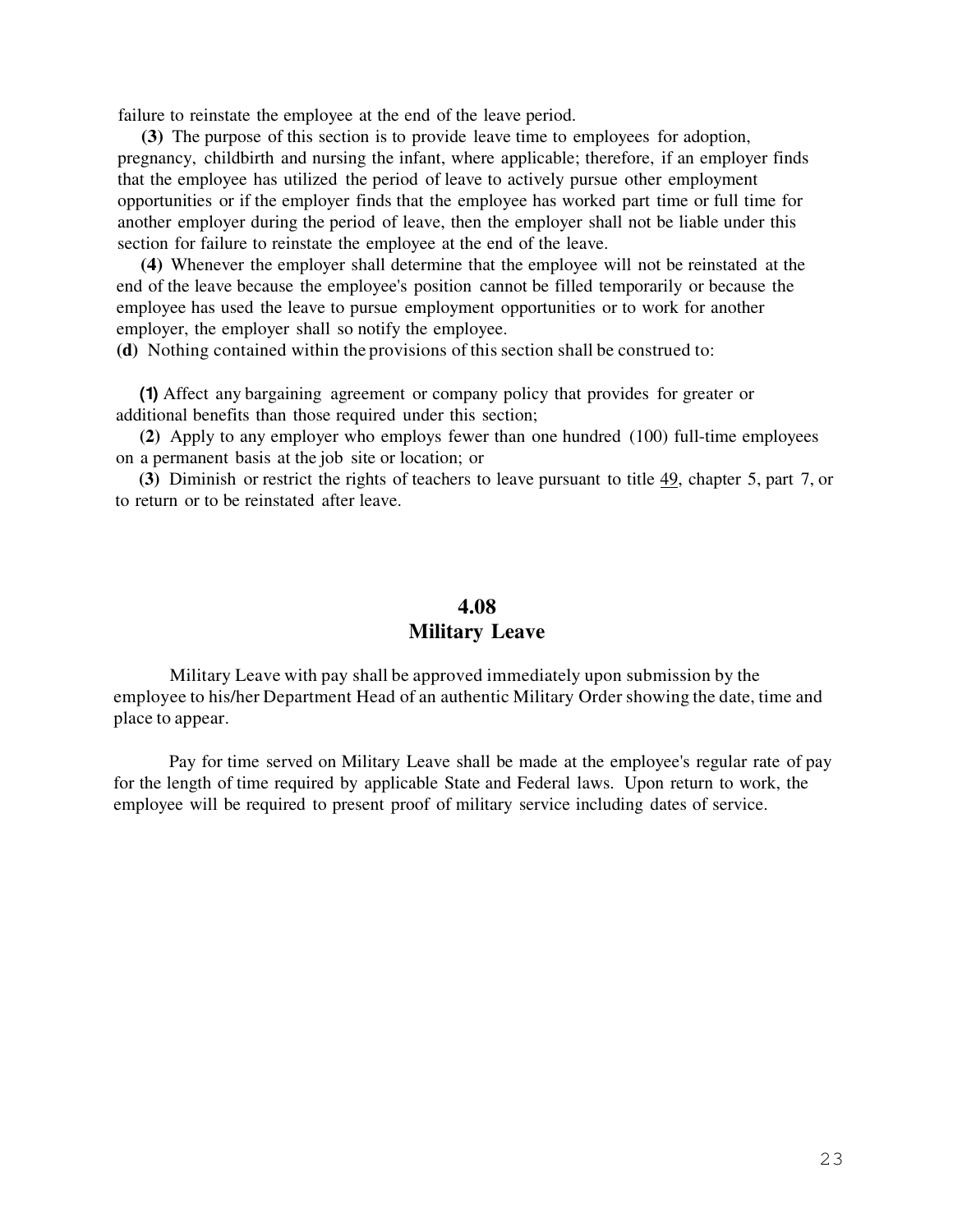failure to reinstate the employee at the end of the leave period.

**(3)** The purpose of this section is to provide leave time to employees for adoption, pregnancy, childbirth and nursing the infant, where applicable; therefore, if an employer finds that the employee has utilized the period of leave to actively pursue other employment opportunities or if the employer finds that the employee has worked part time or full time for another employer during the period of leave, then the employer shall not be liable under this section for failure to reinstate the employee at the end of the leave.

**(4)** Whenever the employer shall determine that the employee will not be reinstated at the end of the leave because the employee's position cannot be filled temporarily or because the employee has used the leave to pursue employment opportunities or to work for another employer, the employer shall so notify the employee.

**(d)** Nothing contained within the provisions of this section shall be construed to:

**(1)** Affect any bargaining agreement or company policy that provides for greater or additional benefits than those required under this section;

**(2)** Apply to any employer who employs fewer than one hundred (100) full-time employees on a permanent basis at the job site or location; or

**(3)** Diminish or restrict the rights of teachers to leave pursuant to title 49, chapter 5, part 7, or to return or to be reinstated after leave.

## 4.08
## Military Leave

Military Leave with pay shall be approved immediately upon submission by the employee to his/her Department Head of an authentic Military Order showing the date, time and place to appear.

Pay for time served on Military Leave shall be made at the employee's regular rate of pay for the length of time required by applicable State and Federal laws. Upon return to work, the employee will be required to present proof of military service including dates of service.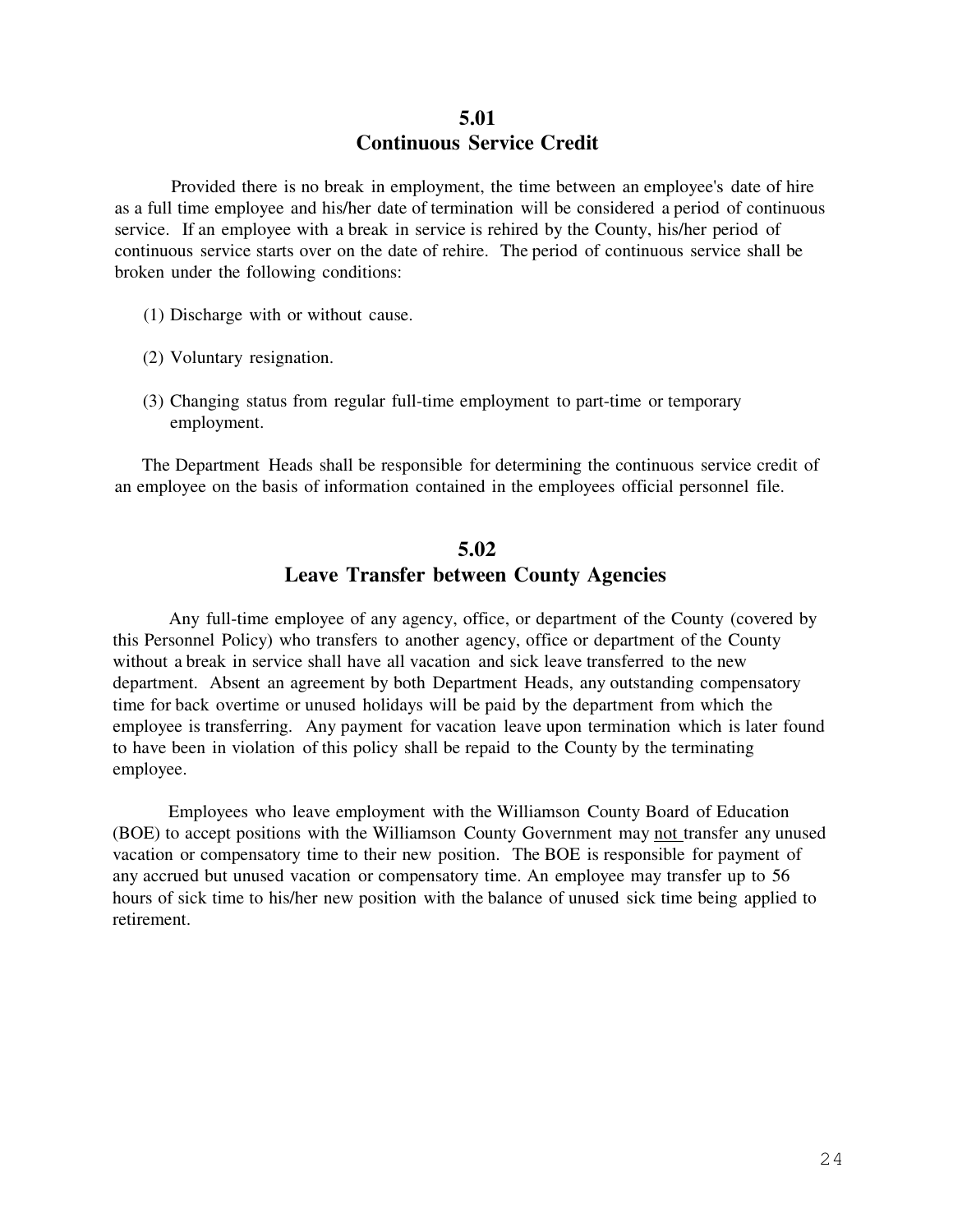## 5.01
## Continuous Service Credit

Provided there is no break in employment, the time between an employee's date of hire as a full time employee and his/her date of termination will be considered a period of continuous service. If an employee with a break in service is rehired by the County, his/her period of continuous service starts over on the date of rehire. The period of continuous service shall be broken under the following conditions:

(1) Discharge with or without cause.

(2) Voluntary resignation.

(3) Changing status from regular full-time employment to part-time or temporary employment.

The Department Heads shall be responsible for determining the continuous service credit of an employee on the basis of information contained in the employees official personnel file.

## 5.02
## Leave Transfer between County Agencies

Any full-time employee of any agency, office, or department of the County (covered by this Personnel Policy) who transfers to another agency, office or department of the County without a break in service shall have all vacation and sick leave transferred to the new department. Absent an agreement by both Department Heads, any outstanding compensatory time for back overtime or unused holidays will be paid by the department from which the employee is transferring. Any payment for vacation leave upon termination which is later found to have been in violation of this policy shall be repaid to the County by the terminating employee.

Employees who leave employment with the Williamson County Board of Education (BOE) to accept positions with the Williamson County Government may <u>not</u> transfer any unused vacation or compensatory time to their new position. The BOE is responsible for payment of any accrued but unused vacation or compensatory time. An employee may transfer up to 56 hours of sick time to his/her new position with the balance of unused sick time being applied to retirement.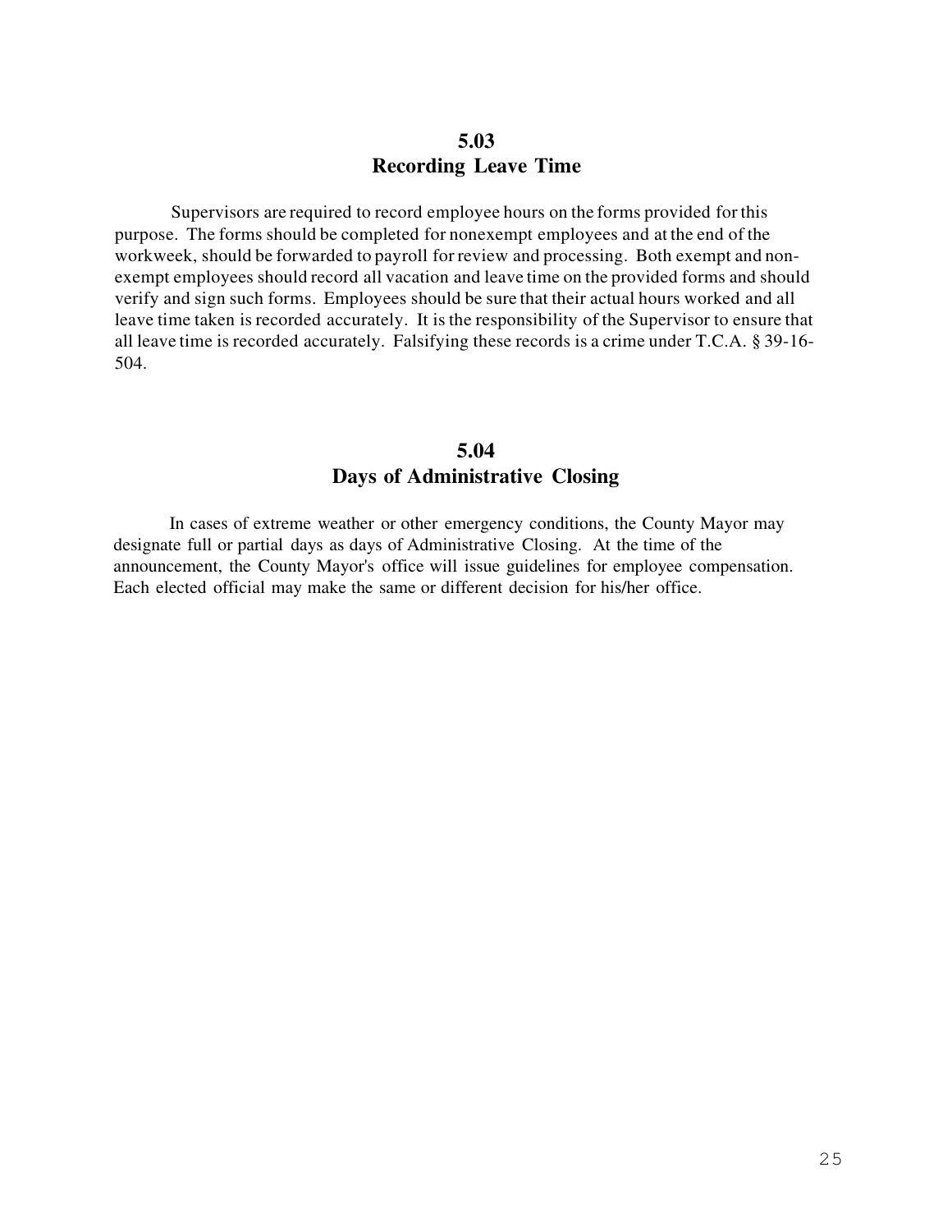## 5.03
## Recording Leave Time

Supervisors are required to record employee hours on the forms provided for this purpose. The forms should be completed for nonexempt employees and at the end of the workweek, should be forwarded to payroll for review and processing. Both exempt and non-exempt employees should record all vacation and leave time on the provided forms and should verify and sign such forms. Employees should be sure that their actual hours worked and all leave time taken is recorded accurately. It is the responsibility of the Supervisor to ensure that all leave time is recorded accurately. Falsifying these records is a crime under T.C.A. § 39-16-504.

## 5.04
## Days of Administrative Closing

In cases of extreme weather or other emergency conditions, the County Mayor may designate full or partial days as days of Administrative Closing. At the time of the announcement, the County Mayor's office will issue guidelines for employee compensation. Each elected official may make the same or different decision for his/her office.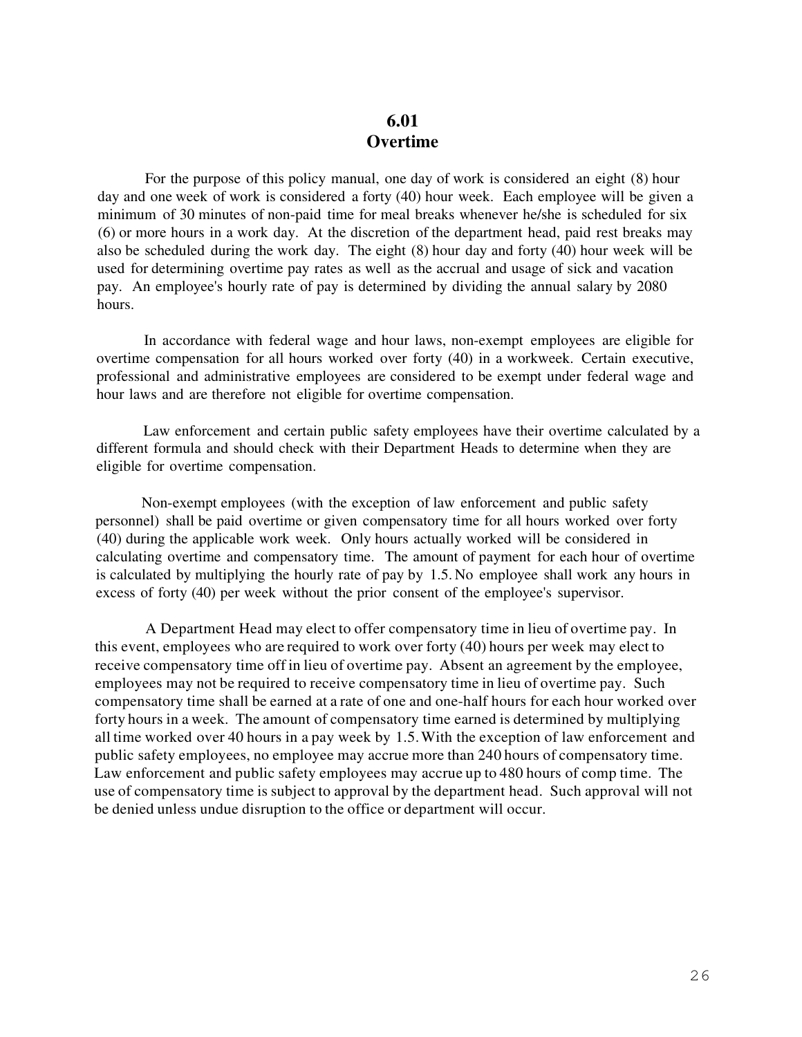## 6.01
## Overtime

For the purpose of this policy manual, one day of work is considered an eight (8) hour day and one week of work is considered a forty (40) hour week. Each employee will be given a minimum of 30 minutes of non-paid time for meal breaks whenever he/she is scheduled for six (6) or more hours in a work day. At the discretion of the department head, paid rest breaks may also be scheduled during the work day. The eight (8) hour day and forty (40) hour week will be used for determining overtime pay rates as well as the accrual and usage of sick and vacation pay. An employee's hourly rate of pay is determined by dividing the annual salary by 2080 hours.

In accordance with federal wage and hour laws, non-exempt employees are eligible for overtime compensation for all hours worked over forty (40) in a workweek. Certain executive, professional and administrative employees are considered to be exempt under federal wage and hour laws and are therefore not eligible for overtime compensation.

Law enforcement and certain public safety employees have their overtime calculated by a different formula and should check with their Department Heads to determine when they are eligible for overtime compensation.

Non-exempt employees (with the exception of law enforcement and public safety personnel) shall be paid overtime or given compensatory time for all hours worked over forty (40) during the applicable work week. Only hours actually worked will be considered in calculating overtime and compensatory time. The amount of payment for each hour of overtime is calculated by multiplying the hourly rate of pay by 1.5. No employee shall work any hours in excess of forty (40) per week without the prior consent of the employee's supervisor.

A Department Head may elect to offer compensatory time in lieu of overtime pay. In this event, employees who are required to work over forty (40) hours per week may elect to receive compensatory time off in lieu of overtime pay. Absent an agreement by the employee, employees may not be required to receive compensatory time in lieu of overtime pay. Such compensatory time shall be earned at a rate of one and one-half hours for each hour worked over forty hours in a week. The amount of compensatory time earned is determined by multiplying all time worked over 40 hours in a pay week by 1.5. With the exception of law enforcement and public safety employees, no employee may accrue more than 240 hours of compensatory time. Law enforcement and public safety employees may accrue up to 480 hours of comp time. The use of compensatory time is subject to approval by the department head. Such approval will not be denied unless undue disruption to the office or department will occur.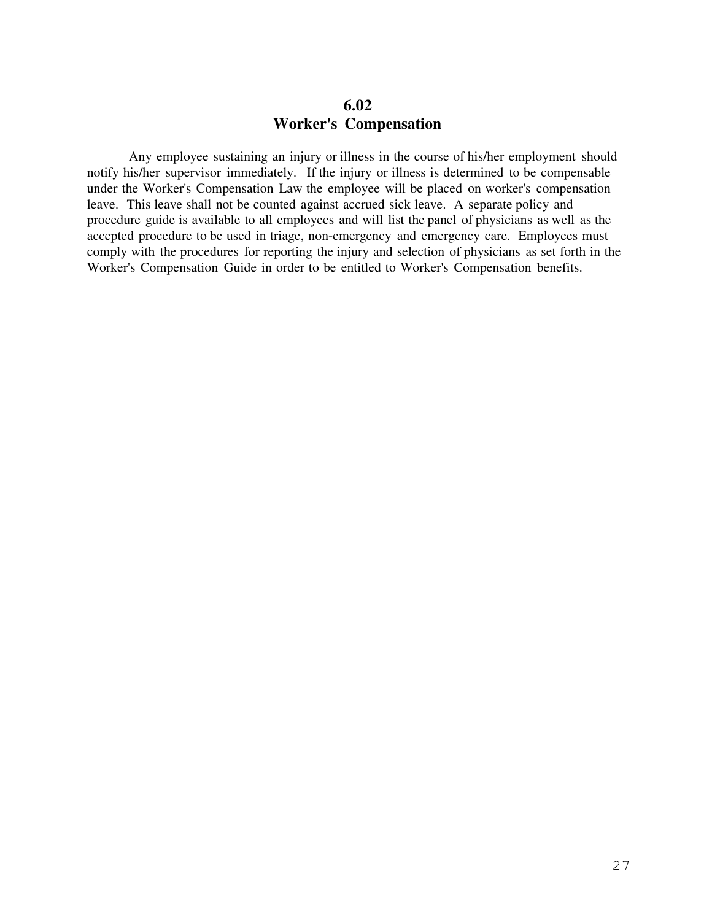## 6.02
## Worker's Compensation

Any employee sustaining an injury or illness in the course of his/her employment should notify his/her supervisor immediately. If the injury or illness is determined to be compensable under the Worker's Compensation Law the employee will be placed on worker's compensation leave. This leave shall not be counted against accrued sick leave. A separate policy and procedure guide is available to all employees and will list the panel of physicians as well as the accepted procedure to be used in triage, non-emergency and emergency care. Employees must comply with the procedures for reporting the injury and selection of physicians as set forth in the Worker's Compensation Guide in order to be entitled to Worker's Compensation benefits.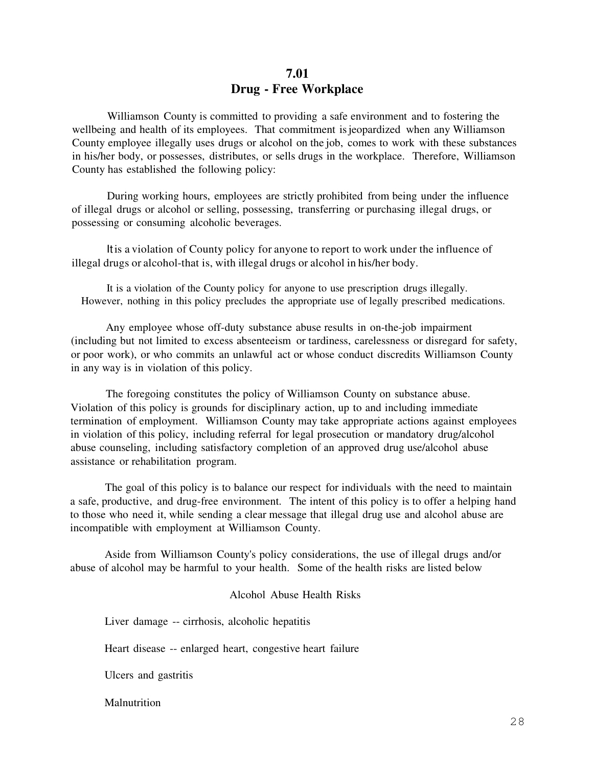## 7.01
## Drug - Free Workplace

Williamson County is committed to providing a safe environment and to fostering the wellbeing and health of its employees. That commitment is jeopardized when any Williamson County employee illegally uses drugs or alcohol on the job, comes to work with these substances in his/her body, or possesses, distributes, or sells drugs in the workplace. Therefore, Williamson County has established the following policy:

During working hours, employees are strictly prohibited from being under the influence of illegal drugs or alcohol or selling, possessing, transferring or purchasing illegal drugs, or possessing or consuming alcoholic beverages.

It is a violation of County policy for anyone to report to work under the influence of illegal drugs or alcohol-that is, with illegal drugs or alcohol in his/her body.

It is a violation of the County policy for anyone to use prescription drugs illegally. However, nothing in this policy precludes the appropriate use of legally prescribed medications.

Any employee whose off-duty substance abuse results in on-the-job impairment (including but not limited to excess absenteeism or tardiness, carelessness or disregard for safety, or poor work), or who commits an unlawful act or whose conduct discredits Williamson County in any way is in violation of this policy.

The foregoing constitutes the policy of Williamson County on substance abuse. Violation of this policy is grounds for disciplinary action, up to and including immediate termination of employment. Williamson County may take appropriate actions against employees in violation of this policy, including referral for legal prosecution or mandatory drug/alcohol abuse counseling, including satisfactory completion of an approved drug use/alcohol abuse assistance or rehabilitation program.

The goal of this policy is to balance our respect for individuals with the need to maintain a safe, productive, and drug-free environment. The intent of this policy is to offer a helping hand to those who need it, while sending a clear message that illegal drug use and alcohol abuse are incompatible with employment at Williamson County.

Aside from Williamson County's policy considerations, the use of illegal drugs and/or abuse of alcohol may be harmful to your health. Some of the health risks are listed below

Alcohol Abuse Health Risks

Liver damage -- cirrhosis, alcoholic hepatitis

Heart disease -- enlarged heart, congestive heart failure

Ulcers and gastritis

Malnutrition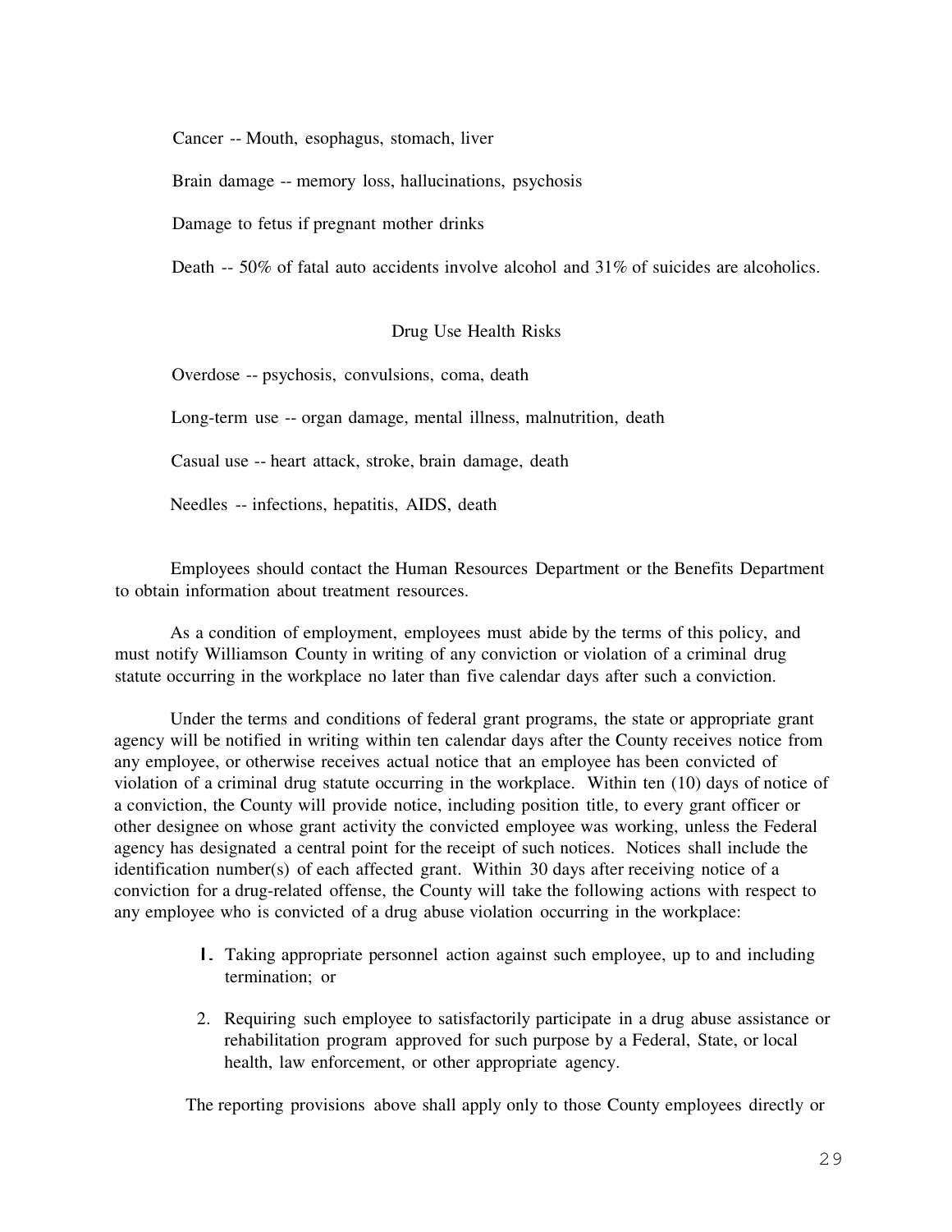Cancer -- Mouth, esophagus, stomach, liver

Brain damage -- memory loss, hallucinations, psychosis

Damage to fetus if pregnant mother drinks

Death -- 50% of fatal auto accidents involve alcohol and 31% of suicides are alcoholics.

Drug Use Health Risks

Overdose -- psychosis, convulsions, coma, death

Long-term use -- organ damage, mental illness, malnutrition, death

Casual use -- heart attack, stroke, brain damage, death

Needles -- infections, hepatitis, AIDS, death

Employees should contact the Human Resources Department or the Benefits Department to obtain information about treatment resources.

As a condition of employment, employees must abide by the terms of this policy, and must notify Williamson County in writing of any conviction or violation of a criminal drug statute occurring in the workplace no later than five calendar days after such a conviction.

Under the terms and conditions of federal grant programs, the state or appropriate grant agency will be notified in writing within ten calendar days after the County receives notice from any employee, or otherwise receives actual notice that an employee has been convicted of violation of a criminal drug statute occurring in the workplace. Within ten (10) days of notice of a conviction, the County will provide notice, including position title, to every grant officer or other designee on whose grant activity the convicted employee was working, unless the Federal agency has designated a central point for the receipt of such notices. Notices shall include the identification number(s) of each affected grant. Within 30 days after receiving notice of a conviction for a drug-related offense, the County will take the following actions with respect to any employee who is convicted of a drug abuse violation occurring in the workplace:

1. Taking appropriate personnel action against such employee, up to and including termination; or

2. Requiring such employee to satisfactorily participate in a drug abuse assistance or rehabilitation program approved for such purpose by a Federal, State, or local health, law enforcement, or other appropriate agency.

The reporting provisions above shall apply only to those County employees directly or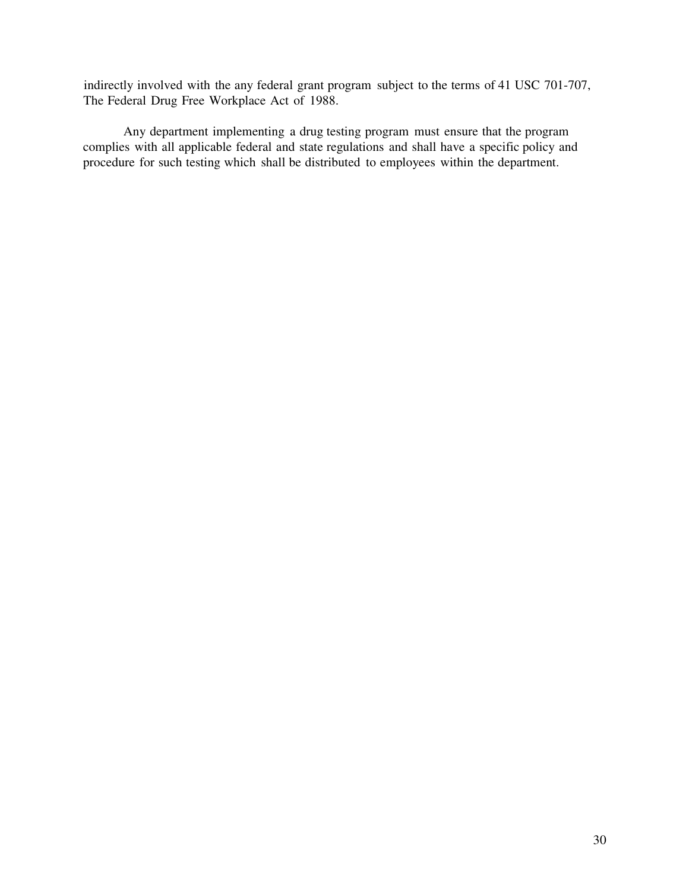indirectly involved with the any federal grant program subject to the terms of 41 USC 701-707, The Federal Drug Free Workplace Act of 1988.

Any department implementing a drug testing program must ensure that the program complies with all applicable federal and state regulations and shall have a specific policy and procedure for such testing which shall be distributed to employees within the department.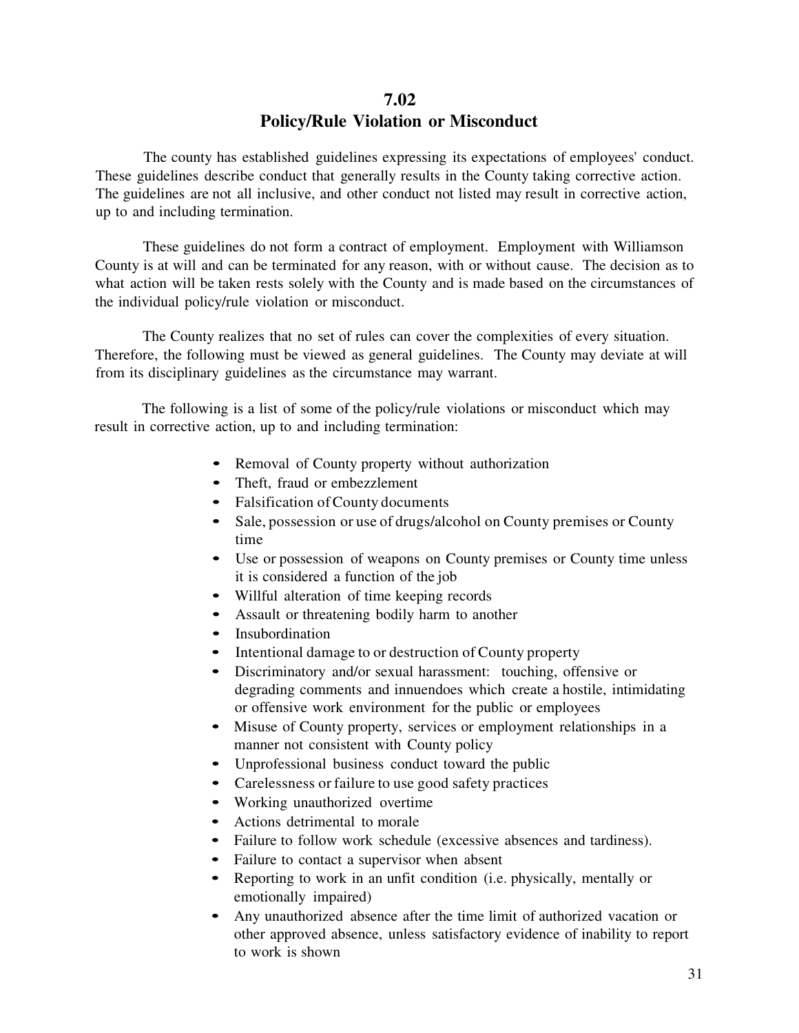# 7.02
# Policy/Rule Violation or Misconduct

The county has established guidelines expressing its expectations of employees' conduct. These guidelines describe conduct that generally results in the County taking corrective action. The guidelines are not all inclusive, and other conduct not listed may result in corrective action, up to and including termination.

These guidelines do not form a contract of employment. Employment with Williamson County is at will and can be terminated for any reason, with or without cause. The decision as to what action will be taken rests solely with the County and is made based on the circumstances of the individual policy/rule violation or misconduct.

The County realizes that no set of rules can cover the complexities of every situation. Therefore, the following must be viewed as general guidelines. The County may deviate at will from its disciplinary guidelines as the circumstance may warrant.

The following is a list of some of the policy/rule violations or misconduct which may result in corrective action, up to and including termination:

- Removal of County property without authorization
- Theft, fraud or embezzlement
- Falsification of County documents
- Sale, possession or use of drugs/alcohol on County premises or County time
- Use or possession of weapons on County premises or County time unless it is considered a function of the job
- Willful alteration of time keeping records
- Assault or threatening bodily harm to another
- Insubordination
- Intentional damage to or destruction of County property
- Discriminatory and/or sexual harassment: touching, offensive or degrading comments and innuendoes which create a hostile, intimidating or offensive work environment for the public or employees
- Misuse of County property, services or employment relationships in a manner not consistent with County policy
- Unprofessional business conduct toward the public
- Carelessness or failure to use good safety practices
- Working unauthorized overtime
- Actions detrimental to morale
- Failure to follow work schedule (excessive absences and tardiness).
- Failure to contact a supervisor when absent
- Reporting to work in an unfit condition (i.e. physically, mentally or emotionally impaired)
- Any unauthorized absence after the time limit of authorized vacation or other approved absence, unless satisfactory evidence of inability to report to work is shown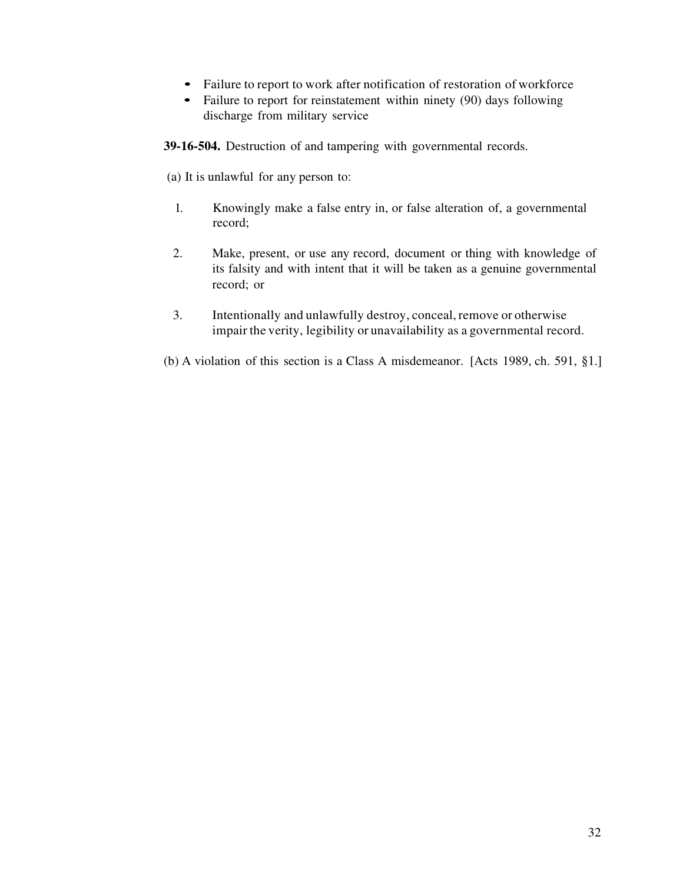- Failure to report to work after notification of restoration of workforce
- Failure to report for reinstatement within ninety (90) days following discharge from military service

**39-16-504.** Destruction of and tampering with governmental records.

(a) It is unlawful for any person to:

1. Knowingly make a false entry in, or false alteration of, a governmental record;

2. Make, present, or use any record, document or thing with knowledge of its falsity and with intent that it will be taken as a genuine governmental record; or

3. Intentionally and unlawfully destroy, conceal, remove or otherwise impair the verity, legibility or unavailability as a governmental record.

(b) A violation of this section is a Class A misdemeanor. [Acts 1989, ch. 591, §1.]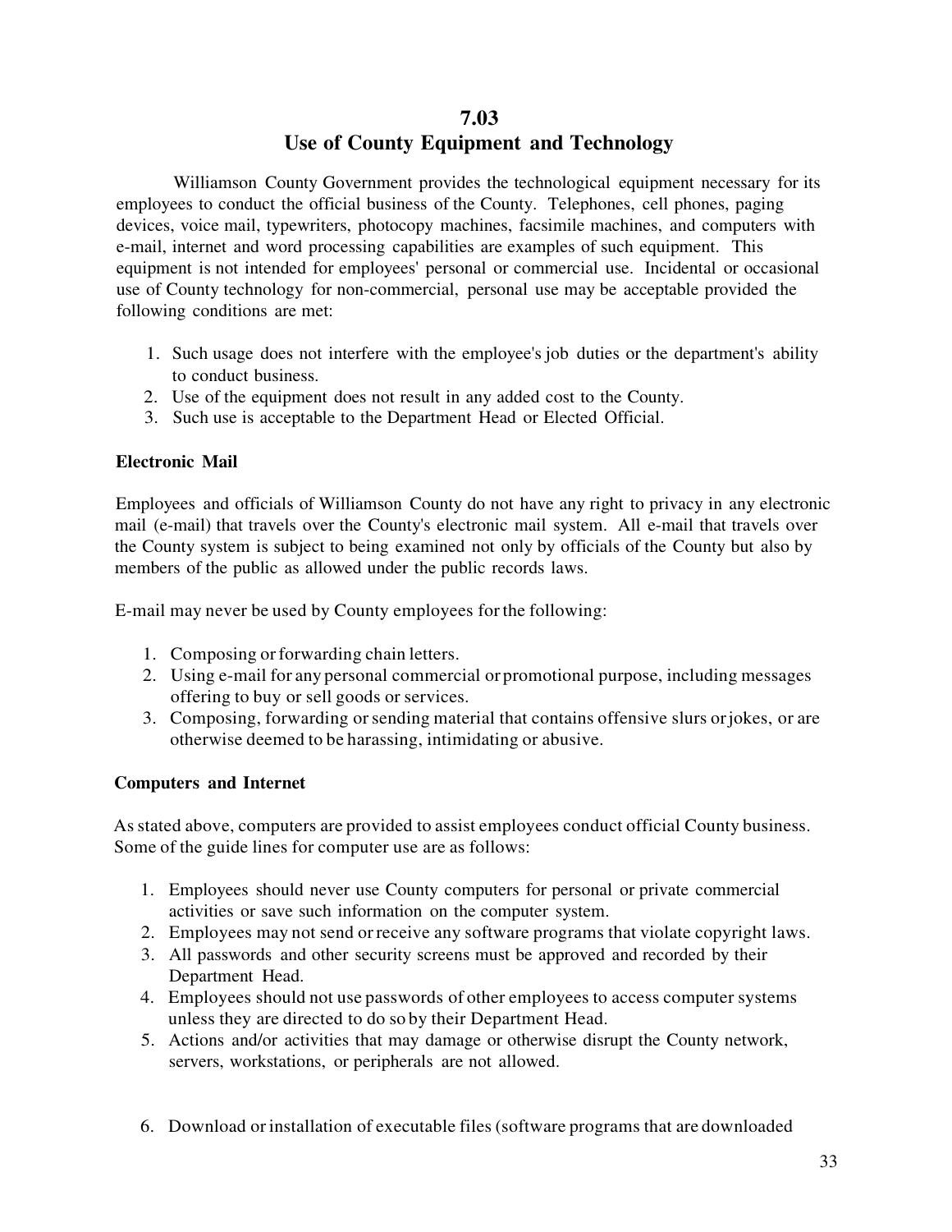# 7.03
## Use of County Equipment and Technology

Williamson County Government provides the technological equipment necessary for its employees to conduct the official business of the County. Telephones, cell phones, paging devices, voice mail, typewriters, photocopy machines, facsimile machines, and computers with e-mail, internet and word processing capabilities are examples of such equipment. This equipment is not intended for employees' personal or commercial use. Incidental or occasional use of County technology for non-commercial, personal use may be acceptable provided the following conditions are met:

1. Such usage does not interfere with the employee's job duties or the department's ability to conduct business.
2. Use of the equipment does not result in any added cost to the County.
3. Such use is acceptable to the Department Head or Elected Official.

**Electronic Mail**

Employees and officials of Williamson County do not have any right to privacy in any electronic mail (e-mail) that travels over the County's electronic mail system. All e-mail that travels over the County system is subject to being examined not only by officials of the County but also by members of the public as allowed under the public records laws.

E-mail may never be used by County employees for the following:

1. Composing or forwarding chain letters.
2. Using e-mail for any personal commercial or promotional purpose, including messages offering to buy or sell goods or services.
3. Composing, forwarding or sending material that contains offensive slurs or jokes, or are otherwise deemed to be harassing, intimidating or abusive.

**Computers and Internet**

As stated above, computers are provided to assist employees conduct official County business. Some of the guide lines for computer use are as follows:

1. Employees should never use County computers for personal or private commercial activities or save such information on the computer system.
2. Employees may not send or receive any software programs that violate copyright laws.
3. All passwords and other security screens must be approved and recorded by their Department Head.
4. Employees should not use passwords of other employees to access computer systems unless they are directed to do so by their Department Head.
5. Actions and/or activities that may damage or otherwise disrupt the County network, servers, workstations, or peripherals are not allowed.

6. Download or installation of executable files (software programs that are downloaded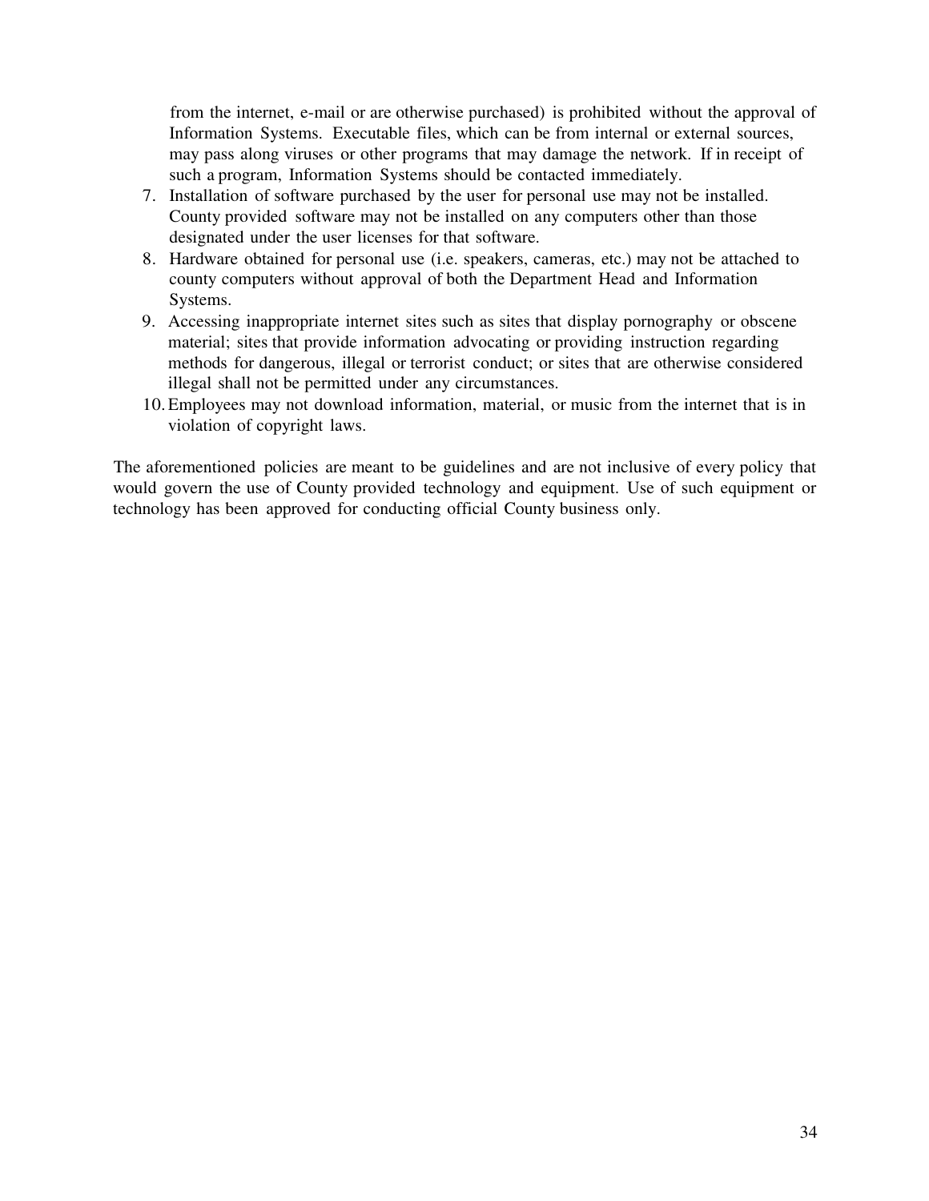from the internet, e-mail or are otherwise purchased) is prohibited without the approval of Information Systems. Executable files, which can be from internal or external sources, may pass along viruses or other programs that may damage the network. If in receipt of such a program, Information Systems should be contacted immediately.

7. Installation of software purchased by the user for personal use may not be installed. County provided software may not be installed on any computers other than those designated under the user licenses for that software.
8. Hardware obtained for personal use (i.e. speakers, cameras, etc.) may not be attached to county computers without approval of both the Department Head and Information Systems.
9. Accessing inappropriate internet sites such as sites that display pornography or obscene material; sites that provide information advocating or providing instruction regarding methods for dangerous, illegal or terrorist conduct; or sites that are otherwise considered illegal shall not be permitted under any circumstances.
10. Employees may not download information, material, or music from the internet that is in violation of copyright laws.

The aforementioned policies are meant to be guidelines and are not inclusive of every policy that would govern the use of County provided technology and equipment. Use of such equipment or technology has been approved for conducting official County business only.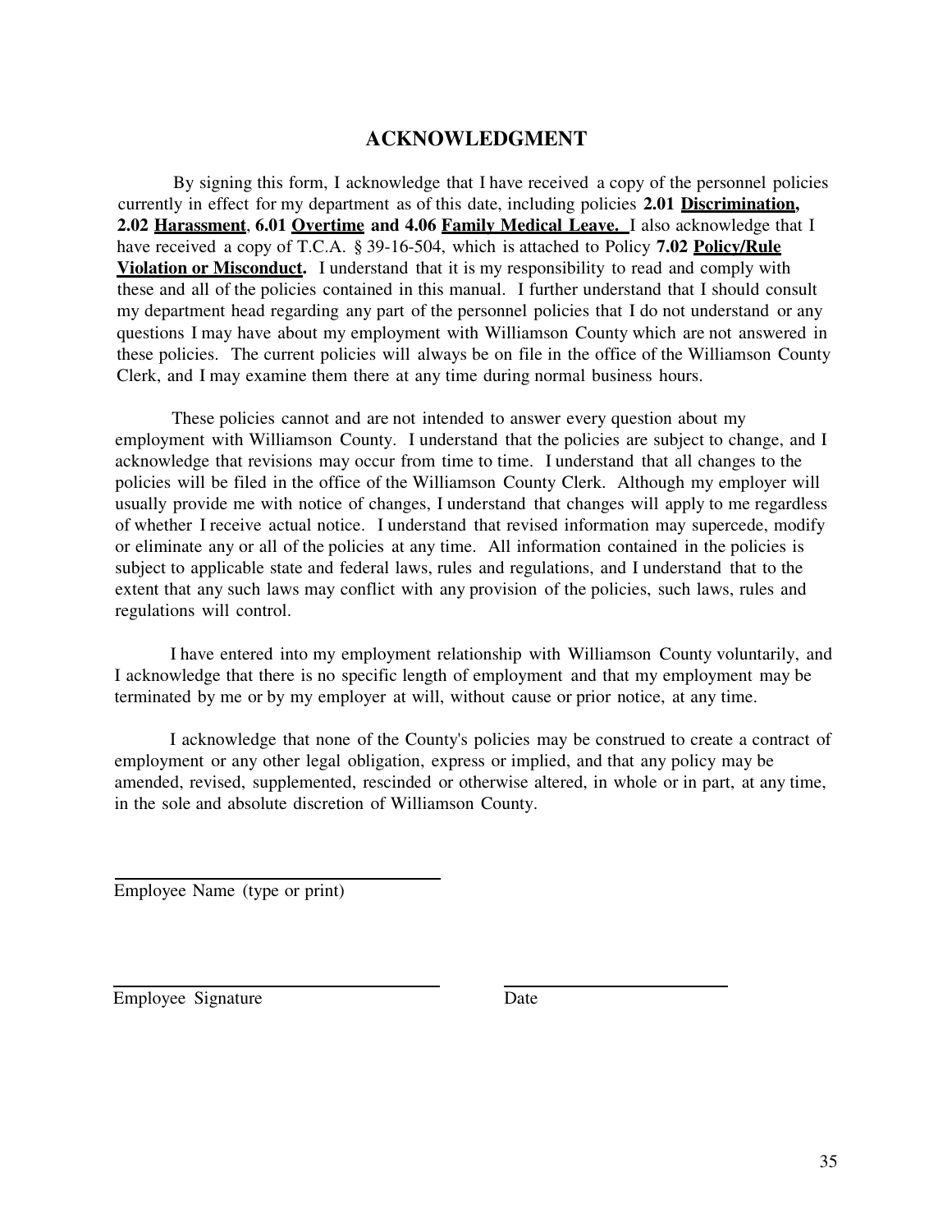# ACKNOWLEDGMENT

By signing this form, I acknowledge that I have received a copy of the personnel policies currently in effect for my department as of this date, including policies **2.01 <u>Discrimination,</u>** **2.02 <u>Harassment</u>**, **6.01 <u>Overtime</u> and 4.06 <u>Family Medical Leave.</u>** I also acknowledge that I have received a copy of T.C.A. § 39-16-504, which is attached to Policy **7.02 <u>Policy/Rule Violation or Misconduct</u>.** I understand that it is my responsibility to read and comply with these and all of the policies contained in this manual. I further understand that I should consult my department head regarding any part of the personnel policies that I do not understand or any questions I may have about my employment with Williamson County which are not answered in these policies. The current policies will always be on file in the office of the Williamson County Clerk, and I may examine them there at any time during normal business hours.

These policies cannot and are not intended to answer every question about my employment with Williamson County. I understand that the policies are subject to change, and I acknowledge that revisions may occur from time to time. I understand that all changes to the policies will be filed in the office of the Williamson County Clerk. Although my employer will usually provide me with notice of changes, I understand that changes will apply to me regardless of whether I receive actual notice. I understand that revised information may supercede, modify or eliminate any or all of the policies at any time. All information contained in the policies is subject to applicable state and federal laws, rules and regulations, and I understand that to the extent that any such laws may conflict with any provision of the policies, such laws, rules and regulations will control.

I have entered into my employment relationship with Williamson County voluntarily, and I acknowledge that there is no specific length of employment and that my employment may be terminated by me or by my employer at will, without cause or prior notice, at any time.

I acknowledge that none of the County's policies may be construed to create a contract of employment or any other legal obligation, express or implied, and that any policy may be amended, revised, supplemented, rescinded or otherwise altered, in whole or in part, at any time, in the sole and absolute discretion of Williamson County.

______________________________
Employee Name (type or print)

______________________________ ____________________
Employee Signature Date